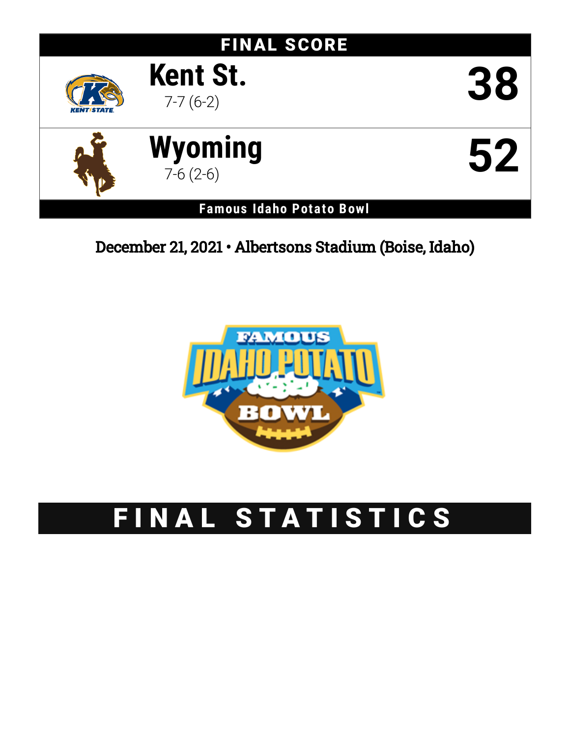## FINAL SCORE

| Team | Score |
|---|---|
| **Kent St.** 7-7 (6-2) | **38** |
| **Wyoming** 7-6 (2-6) | **52** |

**Famous Idaho Potato Bowl**

December 21, 2021 • Albertsons Stadium (Boise, Idaho)

# FINAL STATISTICS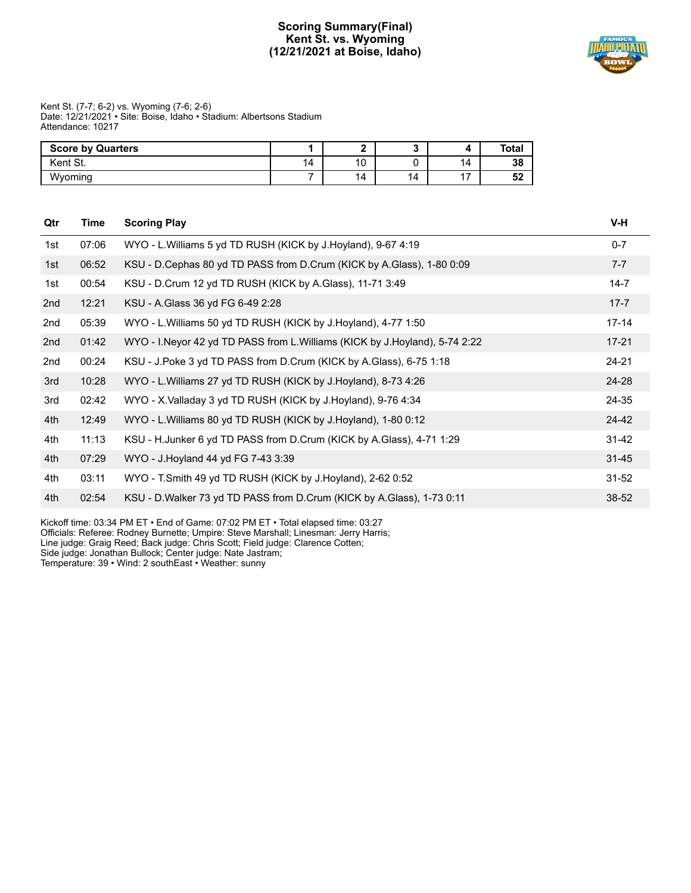# Scoring Summary(Final)
# Kent St. vs. Wyoming
# (12/21/2021 at Boise, Idaho)

Kent St. (7-7; 6-2) vs. Wyoming (7-6; 2-6)
Date: 12/21/2021 • Site: Boise, Idaho • Stadium: Albertsons Stadium
Attendance: 10217

| Score by Quarters | 1 | 2 | 3 | 4 | Total |
|---|---|---|---|---|---|
| Kent St. | 14 | 10 | 0 | 14 | **38** |
| Wyoming | 7 | 14 | 14 | 17 | **52** |

| Qtr | Time | Scoring Play | V-H |
|---|---|---|---|
| 1st | 07:06 | WYO - L.Williams 5 yd TD RUSH (KICK by J.Hoyland), 9-67 4:19 | 0-7 |
| 1st | 06:52 | KSU - D.Cephas 80 yd TD PASS from D.Crum (KICK by A.Glass), 1-80 0:09 | 7-7 |
| 1st | 00:54 | KSU - D.Crum 12 yd TD RUSH (KICK by A.Glass), 11-71 3:49 | 14-7 |
| 2nd | 12:21 | KSU - A.Glass 36 yd FG 6-49 2:28 | 17-7 |
| 2nd | 05:39 | WYO - L.Williams 50 yd TD RUSH (KICK by J.Hoyland), 4-77 1:50 | 17-14 |
| 2nd | 01:42 | WYO - I.Neyor 42 yd TD PASS from L.Williams (KICK by J.Hoyland), 5-74 2:22 | 17-21 |
| 2nd | 00:24 | KSU - J.Poke 3 yd TD PASS from D.Crum (KICK by A.Glass), 6-75 1:18 | 24-21 |
| 3rd | 10:28 | WYO - L.Williams 27 yd TD RUSH (KICK by J.Hoyland), 8-73 4:26 | 24-28 |
| 3rd | 02:42 | WYO - X.Valladay 3 yd TD RUSH (KICK by J.Hoyland), 9-76 4:34 | 24-35 |
| 4th | 12:49 | WYO - L.Williams 80 yd TD RUSH (KICK by J.Hoyland), 1-80 0:12 | 24-42 |
| 4th | 11:13 | KSU - H.Junker 6 yd TD PASS from D.Crum (KICK by A.Glass), 4-71 1:29 | 31-42 |
| 4th | 07:29 | WYO - J.Hoyland 44 yd FG 7-43 3:39 | 31-45 |
| 4th | 03:11 | WYO - T.Smith 49 yd TD RUSH (KICK by J.Hoyland), 2-62 0:52 | 31-52 |
| 4th | 02:54 | KSU - D.Walker 73 yd TD PASS from D.Crum (KICK by A.Glass), 1-73 0:11 | 38-52 |

Kickoff time: 03:34 PM ET • End of Game: 07:02 PM ET • Total elapsed time: 03:27
Officials: Referee: Rodney Burnette; Umpire: Steve Marshall; Linesman: Jerry Harris;
Line judge: Graig Reed; Back judge: Chris Scott; Field judge: Clarence Cotten;
Side judge: Jonathan Bullock; Center judge: Nate Jastram;
Temperature: 39 • Wind: 2 southEast • Weather: sunny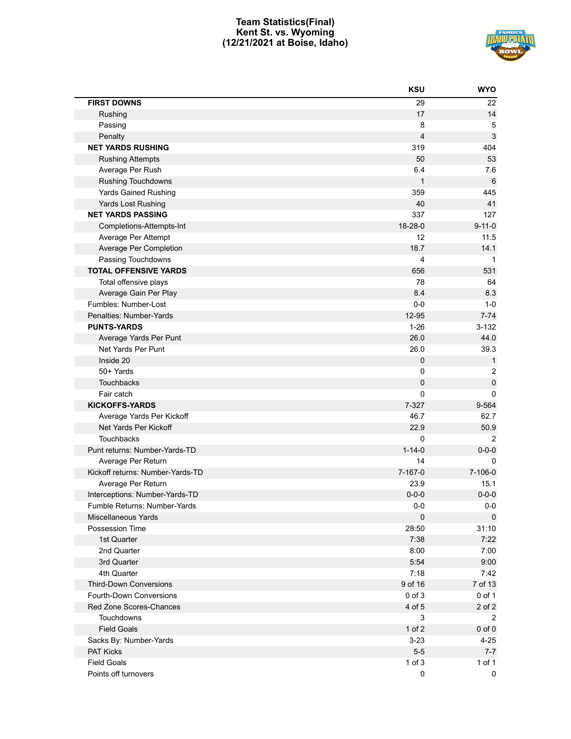# Team Statistics(Final)
## Kent St. vs. Wyoming
## (12/21/2021 at Boise, Idaho)

| | KSU | WYO |
|---|---|---|
| **FIRST DOWNS** | 29 | 22 |
| Rushing | 17 | 14 |
| Passing | 8 | 5 |
| Penalty | 4 | 3 |
| **NET YARDS RUSHING** | 319 | 404 |
| Rushing Attempts | 50 | 53 |
| Average Per Rush | 6.4 | 7.6 |
| Rushing Touchdowns | 1 | 6 |
| Yards Gained Rushing | 359 | 445 |
| Yards Lost Rushing | 40 | 41 |
| **NET YARDS PASSING** | 337 | 127 |
| Completions-Attempts-Int | 18-28-0 | 9-11-0 |
| Average Per Attempt | 12 | 11.5 |
| Average Per Completion | 18.7 | 14.1 |
| Passing Touchdowns | 4 | 1 |
| **TOTAL OFFENSIVE YARDS** | 656 | 531 |
| Total offensive plays | 78 | 64 |
| Average Gain Per Play | 8.4 | 8.3 |
| Fumbles: Number-Lost | 0-0 | 1-0 |
| Penalties: Number-Yards | 12-95 | 7-74 |
| **PUNTS-YARDS** | 1-26 | 3-132 |
| Average Yards Per Punt | 26.0 | 44.0 |
| Net Yards Per Punt | 26.0 | 39.3 |
| Inside 20 | 0 | 1 |
| 50+ Yards | 0 | 2 |
| Touchbacks | 0 | 0 |
| Fair catch | 0 | 0 |
| **KICKOFFS-YARDS** | 7-327 | 9-564 |
| Average Yards Per Kickoff | 46.7 | 62.7 |
| Net Yards Per Kickoff | 22.9 | 50.9 |
| Touchbacks | 0 | 2 |
| Punt returns: Number-Yards-TD | 1-14-0 | 0-0-0 |
| Average Per Return | 14 | 0 |
| Kickoff returns: Number-Yards-TD | 7-167-0 | 7-106-0 |
| Average Per Return | 23.9 | 15.1 |
| Interceptions: Number-Yards-TD | 0-0-0 | 0-0-0 |
| Fumble Returns: Number-Yards | 0-0 | 0-0 |
| Miscellaneous Yards | 0 | 0 |
| Possession Time | 28:50 | 31:10 |
| 1st Quarter | 7:38 | 7:22 |
| 2nd Quarter | 8:00 | 7:00 |
| 3rd Quarter | 5:54 | 9:00 |
| 4th Quarter | 7:18 | 7:42 |
| Third-Down Conversions | 9 of 16 | 7 of 13 |
| Fourth-Down Conversions | 0 of 3 | 0 of 1 |
| Red Zone Scores-Chances | 4 of 5 | 2 of 2 |
| Touchdowns | 3 | 2 |
| Field Goals | 1 of 2 | 0 of 0 |
| Sacks By: Number-Yards | 3-23 | 4-25 |
| PAT Kicks | 5-5 | 7-7 |
| Field Goals | 1 of 3 | 1 of 1 |
| Points off turnovers | 0 | 0 |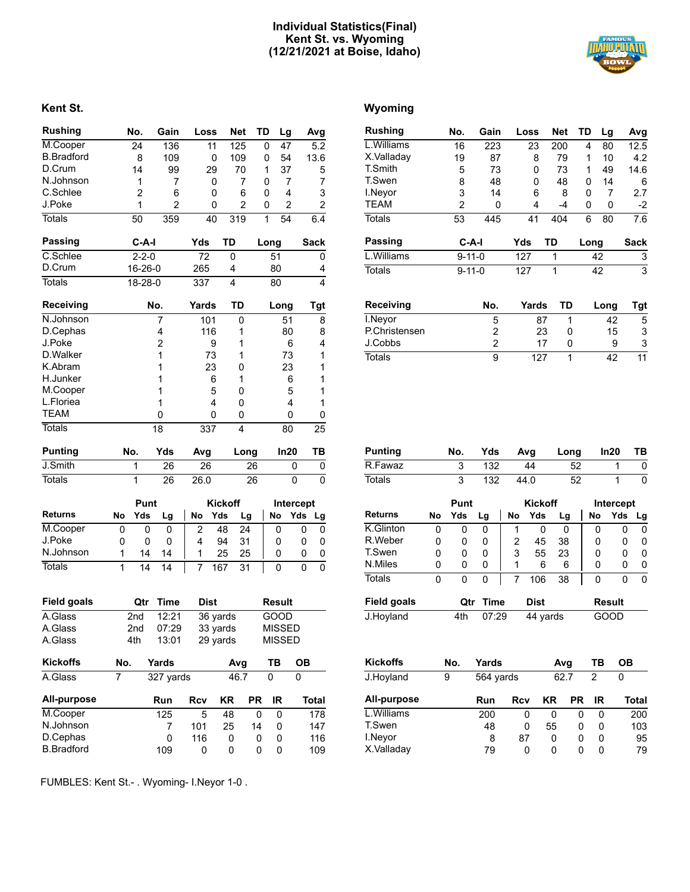# Individual Statistics(Final)
## Kent St. vs. Wyoming
## (12/21/2021 at Boise, Idaho)

## Kent St.

| Rushing | No. | Gain | Loss | Net | TD | Lg | Avg |
|---|---|---|---|---|---|---|---|
| M.Cooper | 24 | 136 | 11 | 125 | 0 | 47 | 5.2 |
| B.Bradford | 8 | 109 | 0 | 109 | 0 | 54 | 13.6 |
| D.Crum | 14 | 99 | 29 | 70 | 1 | 37 | 5 |
| N.Johnson | 1 | 7 | 0 | 7 | 0 | 7 | 7 |
| C.Schlee | 2 | 6 | 0 | 6 | 0 | 4 | 3 |
| J.Poke | 1 | 2 | 0 | 2 | 0 | 2 | 2 |
| Totals | 50 | 359 | 40 | 319 | 1 | 54 | 6.4 |

| Passing | C-A-I | Yds | TD | Long | Sack |
|---|---|---|---|---|---|
| C.Schlee | 2-2-0 | 72 | 0 | 51 | 0 |
| D.Crum | 16-26-0 | 265 | 4 | 80 | 4 |
| Totals | 18-28-0 | 337 | 4 | 80 | 4 |

| Receiving | No. | Yards | TD | Long | Tgt |
|---|---|---|---|---|---|
| N.Johnson | 7 | 101 | 0 | 51 | 8 |
| D.Cephas | 4 | 116 | 1 | 80 | 8 |
| J.Poke | 2 | 9 | 1 | 6 | 4 |
| D.Walker | 1 | 73 | 1 | 73 | 1 |
| K.Abram | 1 | 23 | 0 | 23 | 1 |
| H.Junker | 1 | 6 | 1 | 6 | 1 |
| M.Cooper | 1 | 5 | 0 | 5 | 1 |
| L.Floriea | 1 | 4 | 0 | 4 | 1 |
| TEAM | 0 | 0 | 0 | 0 | 0 |
| Totals | 18 | 337 | 4 | 80 | 25 |

| Punting | No. | Yds | Avg | Long | In20 | TB |
|---|---|---|---|---|---|---|
| J.Smith | 1 | 26 | 26 | 26 | 0 | 0 |
| Totals | 1 | 26 | 26.0 | 26 | 0 | 0 |

| | Punt | | | Kickoff | | | Intercept | | |
|---|---|---|---|---|---|---|---|---|---|
| Returns | No | Yds | Lg | No | Yds | Lg | No | Yds | Lg |
| M.Cooper | 0 | 0 | 0 | 2 | 48 | 24 | 0 | 0 | 0 |
| J.Poke | 0 | 0 | 0 | 4 | 94 | 31 | 0 | 0 | 0 |
| N.Johnson | 1 | 14 | 14 | 1 | 25 | 25 | 0 | 0 | 0 |
| Totals | 1 | 14 | 14 | 7 | 167 | 31 | 0 | 0 | 0 |

| Field goals | Qtr | Time | Dist | Result |
|---|---|---|---|---|
| A.Glass | 2nd | 12:21 | 36 yards | GOOD |
| A.Glass | 2nd | 07:29 | 33 yards | MISSED |
| A.Glass | 4th | 13:01 | 29 yards | MISSED |

| Kickoffs | No. | Yards | Avg | TB | OB |
|---|---|---|---|---|---|
| A.Glass | 7 | 327 yards | 46.7 | 0 | 0 |

| All-purpose | Run | Rcv | KR | PR | IR | Total |
|---|---|---|---|---|---|---|
| M.Cooper | 125 | 5 | 48 | 0 | 0 | 178 |
| N.Johnson | 7 | 101 | 25 | 14 | 0 | 147 |
| D.Cephas | 0 | 116 | 0 | 0 | 0 | 116 |
| B.Bradford | 109 | 0 | 0 | 0 | 0 | 109 |

## Wyoming

| Rushing | No. | Gain | Loss | Net | TD | Lg | Avg |
|---|---|---|---|---|---|---|---|
| L.Williams | 16 | 223 | 23 | 200 | 4 | 80 | 12.5 |
| X.Valladay | 19 | 87 | 8 | 79 | 1 | 10 | 4.2 |
| T.Smith | 5 | 73 | 0 | 73 | 1 | 49 | 14.6 |
| T.Swen | 8 | 48 | 0 | 48 | 0 | 14 | 6 |
| I.Neyor | 3 | 14 | 6 | 8 | 0 | 7 | 2.7 |
| TEAM | 2 | 0 | 4 | -4 | 0 | 0 | -2 |
| Totals | 53 | 445 | 41 | 404 | 6 | 80 | 7.6 |

| Passing | C-A-I | Yds | TD | Long | Sack |
|---|---|---|---|---|---|
| L.Williams | 9-11-0 | 127 | 1 | 42 | 3 |
| Totals | 9-11-0 | 127 | 1 | 42 | 3 |

| Receiving | No. | Yards | TD | Long | Tgt |
|---|---|---|---|---|---|
| I.Neyor | 5 | 87 | 1 | 42 | 5 |
| P.Christensen | 2 | 23 | 0 | 15 | 3 |
| J.Cobbs | 2 | 17 | 0 | 9 | 3 |
| Totals | 9 | 127 | 1 | 42 | 11 |

| Punting | No. | Yds | Avg | Long | In20 | TB |
|---|---|---|---|---|---|---|
| R.Fawaz | 3 | 132 | 44 | 52 | 1 | 0 |
| Totals | 3 | 132 | 44.0 | 52 | 1 | 0 |

| | Punt | | | Kickoff | | | Intercept | | |
|---|---|---|---|---|---|---|---|---|---|
| Returns | No | Yds | Lg | No | Yds | Lg | No | Yds | Lg |
| K.Glinton | 0 | 0 | 0 | 1 | 0 | 0 | 0 | 0 | 0 |
| R.Weber | 0 | 0 | 0 | 2 | 45 | 38 | 0 | 0 | 0 |
| T.Swen | 0 | 0 | 0 | 3 | 55 | 23 | 0 | 0 | 0 |
| N.Miles | 0 | 0 | 0 | 1 | 6 | 6 | 0 | 0 | 0 |
| Totals | 0 | 0 | 0 | 7 | 106 | 38 | 0 | 0 | 0 |

| Field goals | Qtr | Time | Dist | Result |
|---|---|---|---|---|
| J.Hoyland | 4th | 07:29 | 44 yards | GOOD |

| Kickoffs | No. | Yards | Avg | TB | OB |
|---|---|---|---|---|---|
| J.Hoyland | 9 | 564 yards | 62.7 | 2 | 0 |

| All-purpose | Run | Rcv | KR | PR | IR | Total |
|---|---|---|---|---|---|---|
| L.Williams | 200 | 0 | 0 | 0 | 0 | 200 |
| T.Swen | 48 | 0 | 55 | 0 | 0 | 103 |
| I.Neyor | 8 | 87 | 0 | 0 | 0 | 95 |
| X.Valladay | 79 | 0 | 0 | 0 | 0 | 79 |

FUMBLES: Kent St.- . Wyoming- I.Neyor 1-0 .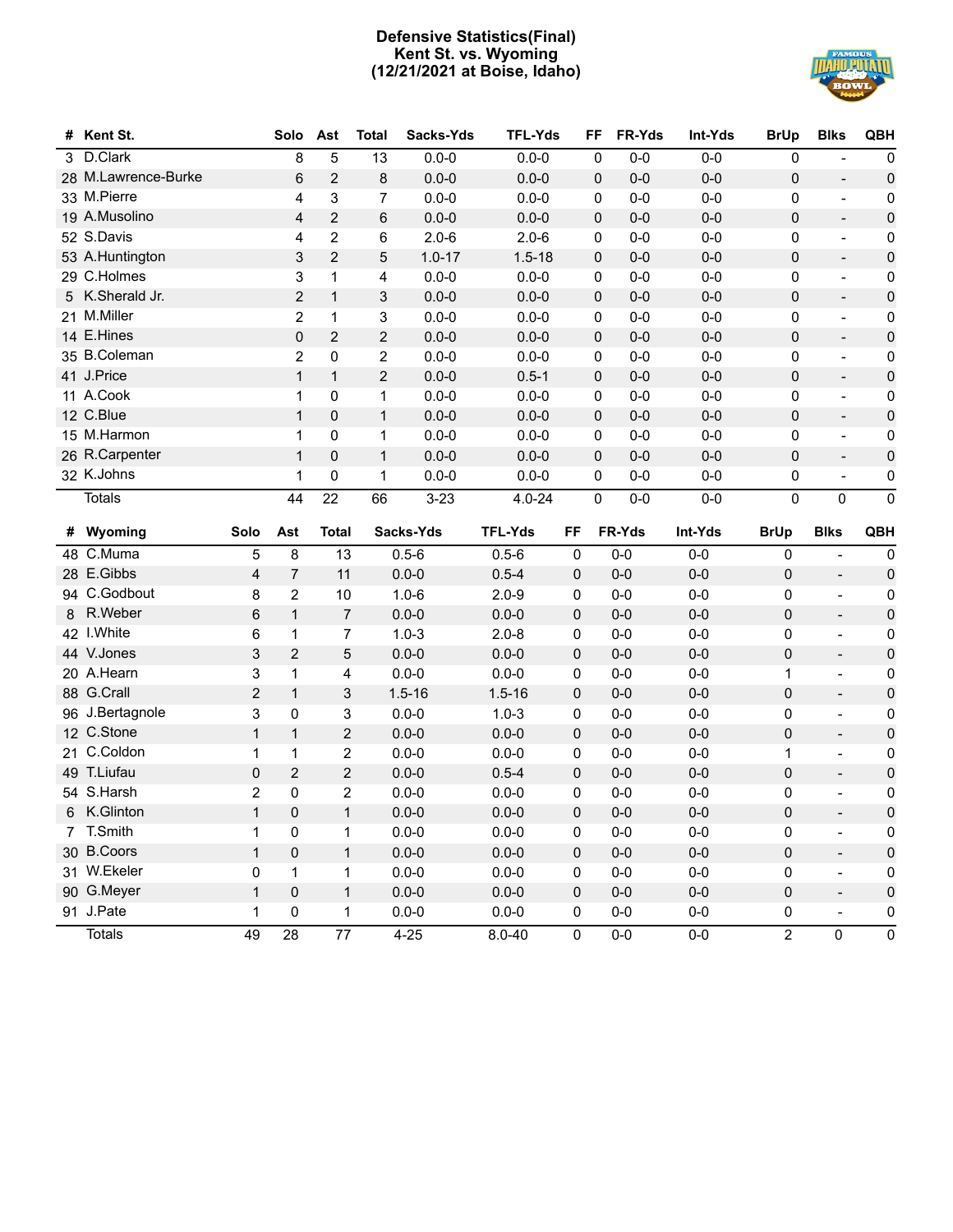# Defensive Statistics(Final)
## Kent St. vs. Wyoming
## (12/21/2021 at Boise, Idaho)

| # | Kent St. | Solo | Ast | Total | Sacks-Yds | TFL-Yds | FF | FR-Yds | Int-Yds | BrUp | Blks | QBH |
|---|---|---|---|---|---|---|---|---|---|---|---|---|
| 3 | D.Clark | 8 | 5 | 13 | 0.0-0 | 0.0-0 | 0 | 0-0 | 0-0 | 0 | - | 0 |
| 28 | M.Lawrence-Burke | 6 | 2 | 8 | 0.0-0 | 0.0-0 | 0 | 0-0 | 0-0 | 0 | - | 0 |
| 33 | M.Pierre | 4 | 3 | 7 | 0.0-0 | 0.0-0 | 0 | 0-0 | 0-0 | 0 | - | 0 |
| 19 | A.Musolino | 4 | 2 | 6 | 0.0-0 | 0.0-0 | 0 | 0-0 | 0-0 | 0 | - | 0 |
| 52 | S.Davis | 4 | 2 | 6 | 2.0-6 | 2.0-6 | 0 | 0-0 | 0-0 | 0 | - | 0 |
| 53 | A.Huntington | 3 | 2 | 5 | 1.0-17 | 1.5-18 | 0 | 0-0 | 0-0 | 0 | - | 0 |
| 29 | C.Holmes | 3 | 1 | 4 | 0.0-0 | 0.0-0 | 0 | 0-0 | 0-0 | 0 | - | 0 |
| 5 | K.Sherald Jr. | 2 | 1 | 3 | 0.0-0 | 0.0-0 | 0 | 0-0 | 0-0 | 0 | - | 0 |
| 21 | M.Miller | 2 | 1 | 3 | 0.0-0 | 0.0-0 | 0 | 0-0 | 0-0 | 0 | - | 0 |
| 14 | E.Hines | 0 | 2 | 2 | 0.0-0 | 0.0-0 | 0 | 0-0 | 0-0 | 0 | - | 0 |
| 35 | B.Coleman | 2 | 0 | 2 | 0.0-0 | 0.0-0 | 0 | 0-0 | 0-0 | 0 | - | 0 |
| 41 | J.Price | 1 | 1 | 2 | 0.0-0 | 0.5-1 | 0 | 0-0 | 0-0 | 0 | - | 0 |
| 11 | A.Cook | 1 | 0 | 1 | 0.0-0 | 0.0-0 | 0 | 0-0 | 0-0 | 0 | - | 0 |
| 12 | C.Blue | 1 | 0 | 1 | 0.0-0 | 0.0-0 | 0 | 0-0 | 0-0 | 0 | - | 0 |
| 15 | M.Harmon | 1 | 0 | 1 | 0.0-0 | 0.0-0 | 0 | 0-0 | 0-0 | 0 | - | 0 |
| 26 | R.Carpenter | 1 | 0 | 1 | 0.0-0 | 0.0-0 | 0 | 0-0 | 0-0 | 0 | - | 0 |
| 32 | K.Johns | 1 | 0 | 1 | 0.0-0 | 0.0-0 | 0 | 0-0 | 0-0 | 0 | - | 0 |
| | Totals | 44 | 22 | 66 | 3-23 | 4.0-24 | 0 | 0-0 | 0-0 | 0 | 0 | 0 |

| # | Wyoming | Solo | Ast | Total | Sacks-Yds | TFL-Yds | FF | FR-Yds | Int-Yds | BrUp | Blks | QBH |
|---|---|---|---|---|---|---|---|---|---|---|---|---|
| 48 | C.Muma | 5 | 8 | 13 | 0.5-6 | 0.5-6 | 0 | 0-0 | 0-0 | 0 | - | 0 |
| 28 | E.Gibbs | 4 | 7 | 11 | 0.0-0 | 0.5-4 | 0 | 0-0 | 0-0 | 0 | - | 0 |
| 94 | C.Godbout | 8 | 2 | 10 | 1.0-6 | 2.0-9 | 0 | 0-0 | 0-0 | 0 | - | 0 |
| 8 | R.Weber | 6 | 1 | 7 | 0.0-0 | 0.0-0 | 0 | 0-0 | 0-0 | 0 | - | 0 |
| 42 | I.White | 6 | 1 | 7 | 1.0-3 | 2.0-8 | 0 | 0-0 | 0-0 | 0 | - | 0 |
| 44 | V.Jones | 3 | 2 | 5 | 0.0-0 | 0.0-0 | 0 | 0-0 | 0-0 | 0 | - | 0 |
| 20 | A.Hearn | 3 | 1 | 4 | 0.0-0 | 0.0-0 | 0 | 0-0 | 0-0 | 1 | - | 0 |
| 88 | G.Crall | 2 | 1 | 3 | 1.5-16 | 1.5-16 | 0 | 0-0 | 0-0 | 0 | - | 0 |
| 96 | J.Bertagnole | 3 | 0 | 3 | 0.0-0 | 1.0-3 | 0 | 0-0 | 0-0 | 0 | - | 0 |
| 12 | C.Stone | 1 | 1 | 2 | 0.0-0 | 0.0-0 | 0 | 0-0 | 0-0 | 0 | - | 0 |
| 21 | C.Coldon | 1 | 1 | 2 | 0.0-0 | 0.0-0 | 0 | 0-0 | 0-0 | 1 | - | 0 |
| 49 | T.Liufau | 0 | 2 | 2 | 0.0-0 | 0.5-4 | 0 | 0-0 | 0-0 | 0 | - | 0 |
| 54 | S.Harsh | 2 | 0 | 2 | 0.0-0 | 0.0-0 | 0 | 0-0 | 0-0 | 0 | - | 0 |
| 6 | K.Glinton | 1 | 0 | 1 | 0.0-0 | 0.0-0 | 0 | 0-0 | 0-0 | 0 | - | 0 |
| 7 | T.Smith | 1 | 0 | 1 | 0.0-0 | 0.0-0 | 0 | 0-0 | 0-0 | 0 | - | 0 |
| 30 | B.Coors | 1 | 0 | 1 | 0.0-0 | 0.0-0 | 0 | 0-0 | 0-0 | 0 | - | 0 |
| 31 | W.Ekeler | 0 | 1 | 1 | 0.0-0 | 0.0-0 | 0 | 0-0 | 0-0 | 0 | - | 0 |
| 90 | G.Meyer | 1 | 0 | 1 | 0.0-0 | 0.0-0 | 0 | 0-0 | 0-0 | 0 | - | 0 |
| 91 | J.Pate | 1 | 0 | 1 | 0.0-0 | 0.0-0 | 0 | 0-0 | 0-0 | 0 | - | 0 |
| | Totals | 49 | 28 | 77 | 4-25 | 8.0-40 | 0 | 0-0 | 0-0 | 2 | 0 | 0 |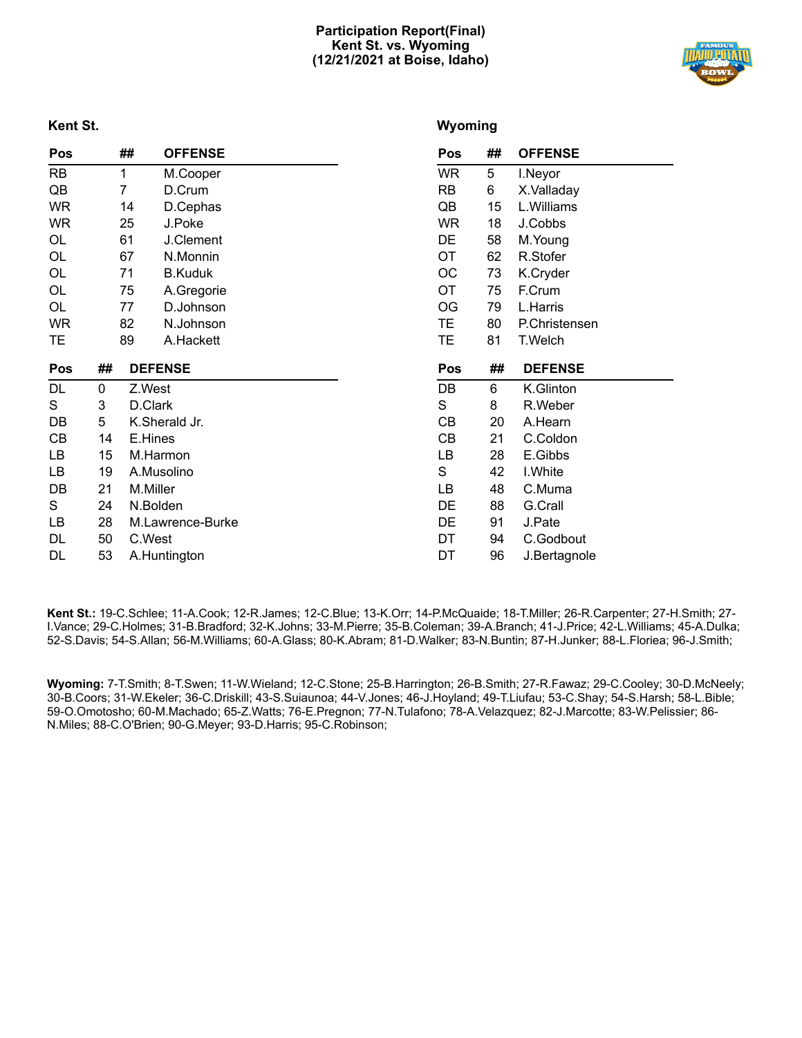# Participation Report(Final)
## Kent St. vs. Wyoming
## (12/21/2021 at Boise, Idaho)

### Kent St.

| Pos | ## | OFFENSE |
|---|---|---|
| RB | 1 | M.Cooper |
| QB | 7 | D.Crum |
| WR | 14 | D.Cephas |
| WR | 25 | J.Poke |
| OL | 61 | J.Clement |
| OL | 67 | N.Monnin |
| OL | 71 | B.Kuduk |
| OL | 75 | A.Gregorie |
| OL | 77 | D.Johnson |
| WR | 82 | N.Johnson |
| TE | 89 | A.Hackett |

| Pos | ## | DEFENSE |
|---|---|---|
| DL | 0 | Z.West |
| S | 3 | D.Clark |
| DB | 5 | K.Sherald Jr. |
| CB | 14 | E.Hines |
| LB | 15 | M.Harmon |
| LB | 19 | A.Musolino |
| DB | 21 | M.Miller |
| S | 24 | N.Bolden |
| LB | 28 | M.Lawrence-Burke |
| DL | 50 | C.West |
| DL | 53 | A.Huntington |

### Wyoming

| Pos | ## | OFFENSE |
|---|---|---|
| WR | 5 | I.Neyor |
| RB | 6 | X.Valladay |
| QB | 15 | L.Williams |
| WR | 18 | J.Cobbs |
| DE | 58 | M.Young |
| OT | 62 | R.Stofer |
| OC | 73 | K.Cryder |
| OT | 75 | F.Crum |
| OG | 79 | L.Harris |
| TE | 80 | P.Christensen |
| TE | 81 | T.Welch |

| Pos | ## | DEFENSE |
|---|---|---|
| DB | 6 | K.Glinton |
| S | 8 | R.Weber |
| CB | 20 | A.Hearn |
| CB | 21 | C.Coldon |
| LB | 28 | E.Gibbs |
| S | 42 | I.White |
| LB | 48 | C.Muma |
| DE | 88 | G.Crall |
| DE | 91 | J.Pate |
| DT | 94 | C.Godbout |
| DT | 96 | J.Bertagnole |

**Kent St.:** 19-C.Schlee; 11-A.Cook; 12-R.James; 12-C.Blue; 13-K.Orr; 14-P.McQuaide; 18-T.Miller; 26-R.Carpenter; 27-H.Smith; 27-I.Vance; 29-C.Holmes; 31-B.Bradford; 32-K.Johns; 33-M.Pierre; 35-B.Coleman; 39-A.Branch; 41-J.Price; 42-L.Williams; 45-A.Dulka; 52-S.Davis; 54-S.Allan; 56-M.Williams; 60-A.Glass; 80-K.Abram; 81-D.Walker; 83-N.Buntin; 87-H.Junker; 88-L.Floriea; 96-J.Smith;

**Wyoming:** 7-T.Smith; 8-T.Swen; 11-W.Wieland; 12-C.Stone; 25-B.Harrington; 26-B.Smith; 27-R.Fawaz; 29-C.Cooley; 30-D.McNeely; 30-B.Coors; 31-W.Ekeler; 36-C.Driskill; 43-S.Suiaunoa; 44-V.Jones; 46-J.Hoyland; 49-T.Liufau; 53-C.Shay; 54-S.Harsh; 58-L.Bible; 59-O.Omotosho; 60-M.Machado; 65-Z.Watts; 76-E.Pregnon; 77-N.Tulafono; 78-A.Velazquez; 82-J.Marcotte; 83-W.Pelissier; 86-N.Miles; 88-C.O'Brien; 90-G.Meyer; 93-D.Harris; 95-C.Robinson;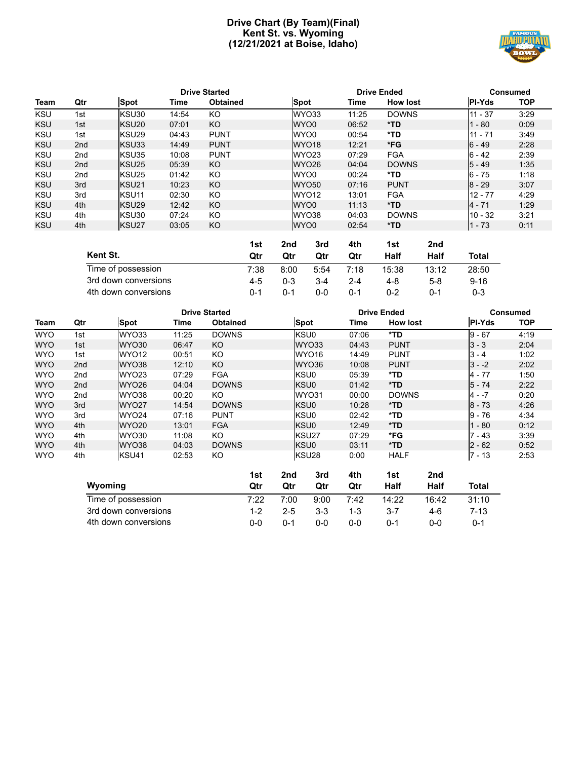# Drive Chart (By Team)(Final)
## Kent St. vs. Wyoming
## (12/21/2021 at Boise, Idaho)

| | | Drive Started | | | Drive Ended | | | Consumed | |
|---|---|---|---|---|---|---|---|---|---|
| Team | Qtr | Spot | Time | Obtained | Spot | Time | How lost | Pl-Yds | TOP |
| KSU | 1st | KSU30 | 14:54 | KO | WYO33 | 11:25 | DOWNS | 11 - 37 | 3:29 |
| KSU | 1st | KSU20 | 07:01 | KO | WYO0 | 06:52 | *TD | 1 - 80 | 0:09 |
| KSU | 1st | KSU29 | 04:43 | PUNT | WYO0 | 00:54 | *TD | 11 - 71 | 3:49 |
| KSU | 2nd | KSU33 | 14:49 | PUNT | WYO18 | 12:21 | *FG | 6 - 49 | 2:28 |
| KSU | 2nd | KSU35 | 10:08 | PUNT | WYO23 | 07:29 | FGA | 6 - 42 | 2:39 |
| KSU | 2nd | KSU25 | 05:39 | KO | WYO26 | 04:04 | DOWNS | 5 - 49 | 1:35 |
| KSU | 2nd | KSU25 | 01:42 | KO | WYO0 | 00:24 | *TD | 6 - 75 | 1:18 |
| KSU | 3rd | KSU21 | 10:23 | KO | WYO50 | 07:16 | PUNT | 8 - 29 | 3:07 |
| KSU | 3rd | KSU11 | 02:30 | KO | WYO12 | 13:01 | FGA | 12 - 77 | 4:29 |
| KSU | 4th | KSU29 | 12:42 | KO | WYO0 | 11:13 | *TD | 4 - 71 | 1:29 |
| KSU | 4th | KSU30 | 07:24 | KO | WYO38 | 04:03 | DOWNS | 10 - 32 | 3:21 |
| KSU | 4th | KSU27 | 03:05 | KO | WYO0 | 02:54 | *TD | 1 - 73 | 0:11 |

| Kent St. | 1st Qtr | 2nd Qtr | 3rd Qtr | 4th Qtr | 1st Half | 2nd Half | Total |
|---|---|---|---|---|---|---|---|
| Time of possession | 7:38 | 8:00 | 5:54 | 7:18 | 15:38 | 13:12 | 28:50 |
| 3rd down conversions | 4-5 | 0-3 | 3-4 | 2-4 | 4-8 | 5-8 | 9-16 |
| 4th down conversions | 0-1 | 0-1 | 0-0 | 0-1 | 0-2 | 0-1 | 0-3 |

| | | Drive Started | | | Drive Ended | | | Consumed | |
|---|---|---|---|---|---|---|---|---|---|
| Team | Qtr | Spot | Time | Obtained | Spot | Time | How lost | Pl-Yds | TOP |
| WYO | 1st | WYO33 | 11:25 | DOWNS | KSU0 | 07:06 | *TD | 9 - 67 | 4:19 |
| WYO | 1st | WYO30 | 06:47 | KO | WYO33 | 04:43 | PUNT | 3 - 3 | 2:04 |
| WYO | 1st | WYO12 | 00:51 | KO | WYO16 | 14:49 | PUNT | 3 - 4 | 1:02 |
| WYO | 2nd | WYO38 | 12:10 | KO | WYO36 | 10:08 | PUNT | 3 - -2 | 2:02 |
| WYO | 2nd | WYO23 | 07:29 | FGA | KSU0 | 05:39 | *TD | 4 - 77 | 1:50 |
| WYO | 2nd | WYO26 | 04:04 | DOWNS | KSU0 | 01:42 | *TD | 5 - 74 | 2:22 |
| WYO | 2nd | WYO38 | 00:20 | KO | WYO31 | 00:00 | DOWNS | 4 - -7 | 0:20 |
| WYO | 3rd | WYO27 | 14:54 | DOWNS | KSU0 | 10:28 | *TD | 8 - 73 | 4:26 |
| WYO | 3rd | WYO24 | 07:16 | PUNT | KSU0 | 02:42 | *TD | 9 - 76 | 4:34 |
| WYO | 4th | WYO20 | 13:01 | FGA | KSU0 | 12:49 | *TD | 1 - 80 | 0:12 |
| WYO | 4th | WYO30 | 11:08 | KO | KSU27 | 07:29 | *FG | 7 - 43 | 3:39 |
| WYO | 4th | WYO38 | 04:03 | DOWNS | KSU0 | 03:11 | *TD | 2 - 62 | 0:52 |
| WYO | 4th | KSU41 | 02:53 | KO | KSU28 | 0:00 | HALF | 7 - 13 | 2:53 |

| Wyoming | 1st Qtr | 2nd Qtr | 3rd Qtr | 4th Qtr | 1st Half | 2nd Half | Total |
|---|---|---|---|---|---|---|---|
| Time of possession | 7:22 | 7:00 | 9:00 | 7:42 | 14:22 | 16:42 | 31:10 |
| 3rd down conversions | 1-2 | 2-5 | 3-3 | 1-3 | 3-7 | 4-6 | 7-13 |
| 4th down conversions | 0-0 | 0-1 | 0-0 | 0-0 | 0-1 | 0-0 | 0-1 |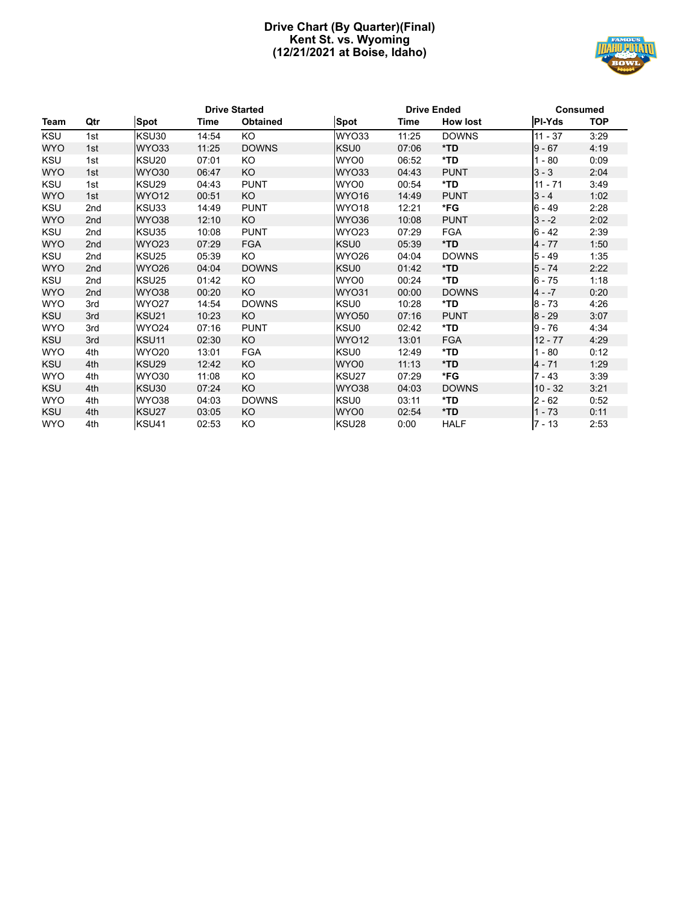# Drive Chart (By Quarter)(Final)
## Kent St. vs. Wyoming
## (12/21/2021 at Boise, Idaho)

| | | Drive Started | | | Drive Ended | | | Consumed | |
|---|---|---|---|---|---|---|---|---|---|
| Team | Qtr | Spot | Time | Obtained | Spot | Time | How lost | Pl-Yds | TOP |
| KSU | 1st | KSU30 | 14:54 | KO | WYO33 | 11:25 | DOWNS | 11 - 37 | 3:29 |
| WYO | 1st | WYO33 | 11:25 | DOWNS | KSU0 | 07:06 | *TD | 9 - 67 | 4:19 |
| KSU | 1st | KSU20 | 07:01 | KO | WYO0 | 06:52 | *TD | 1 - 80 | 0:09 |
| WYO | 1st | WYO30 | 06:47 | KO | WYO33 | 04:43 | PUNT | 3 - 3 | 2:04 |
| KSU | 1st | KSU29 | 04:43 | PUNT | WYO0 | 00:54 | *TD | 11 - 71 | 3:49 |
| WYO | 1st | WYO12 | 00:51 | KO | WYO16 | 14:49 | PUNT | 3 - 4 | 1:02 |
| KSU | 2nd | KSU33 | 14:49 | PUNT | WYO18 | 12:21 | *FG | 6 - 49 | 2:28 |
| WYO | 2nd | WYO38 | 12:10 | KO | WYO36 | 10:08 | PUNT | 3 - -2 | 2:02 |
| KSU | 2nd | KSU35 | 10:08 | PUNT | WYO23 | 07:29 | FGA | 6 - 42 | 2:39 |
| WYO | 2nd | WYO23 | 07:29 | FGA | KSU0 | 05:39 | *TD | 4 - 77 | 1:50 |
| KSU | 2nd | KSU25 | 05:39 | KO | WYO26 | 04:04 | DOWNS | 5 - 49 | 1:35 |
| WYO | 2nd | WYO26 | 04:04 | DOWNS | KSU0 | 01:42 | *TD | 5 - 74 | 2:22 |
| KSU | 2nd | KSU25 | 01:42 | KO | WYO0 | 00:24 | *TD | 6 - 75 | 1:18 |
| WYO | 2nd | WYO38 | 00:20 | KO | WYO31 | 00:00 | DOWNS | 4 - -7 | 0:20 |
| WYO | 3rd | WYO27 | 14:54 | DOWNS | KSU0 | 10:28 | *TD | 8 - 73 | 4:26 |
| KSU | 3rd | KSU21 | 10:23 | KO | WYO50 | 07:16 | PUNT | 8 - 29 | 3:07 |
| WYO | 3rd | WYO24 | 07:16 | PUNT | KSU0 | 02:42 | *TD | 9 - 76 | 4:34 |
| KSU | 3rd | KSU11 | 02:30 | KO | WYO12 | 13:01 | FGA | 12 - 77 | 4:29 |
| WYO | 4th | WYO20 | 13:01 | FGA | KSU0 | 12:49 | *TD | 1 - 80 | 0:12 |
| KSU | 4th | KSU29 | 12:42 | KO | WYO0 | 11:13 | *TD | 4 - 71 | 1:29 |
| WYO | 4th | WYO30 | 11:08 | KO | KSU27 | 07:29 | *FG | 7 - 43 | 3:39 |
| KSU | 4th | KSU30 | 07:24 | KO | WYO38 | 04:03 | DOWNS | 10 - 32 | 3:21 |
| WYO | 4th | WYO38 | 04:03 | DOWNS | KSU0 | 03:11 | *TD | 2 - 62 | 0:52 |
| KSU | 4th | KSU27 | 03:05 | KO | WYO0 | 02:54 | *TD | 1 - 73 | 0:11 |
| WYO | 4th | KSU41 | 02:53 | KO | KSU28 | 0:00 | HALF | 7 - 13 | 2:53 |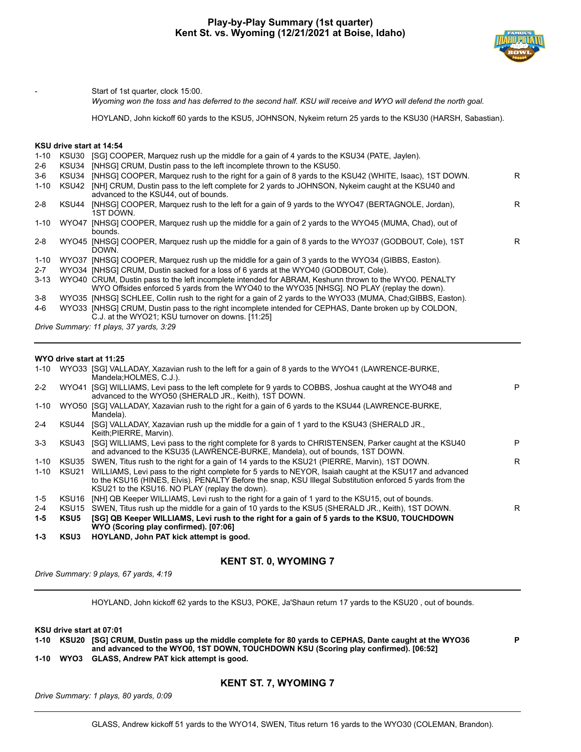# Play-by-Play Summary (1st quarter)
## Kent St. vs. Wyoming (12/21/2021 at Boise, Idaho)

- Start of 1st quarter, clock 15:00.

*Wyoming won the toss and has deferred to the second half. KSU will receive and WYO will defend the north goal.*

HOYLAND, John kickoff 60 yards to the KSU5, JOHNSON, Nykeim return 25 yards to the KSU30 (HARSH, Sabastian).

**KSU drive start at 14:54**

| Down | Spot | Play | |
|---|---|---|---|
| 1-10 | KSU30 | [SG] COOPER, Marquez rush up the middle for a gain of 4 yards to the KSU34 (PATE, Jaylen). | |
| 2-6 | KSU34 | [NHSG] CRUM, Dustin pass to the left incomplete thrown to the KSU50. | |
| 3-6 | KSU34 | [NHSG] COOPER, Marquez rush to the right for a gain of 8 yards to the KSU42 (WHITE, Isaac), 1ST DOWN. | R |
| 1-10 | KSU42 | [NH] CRUM, Dustin pass to the left complete for 2 yards to JOHNSON, Nykeim caught at the KSU40 and advanced to the KSU44, out of bounds. | |
| 2-8 | KSU44 | [NHSG] COOPER, Marquez rush to the left for a gain of 9 yards to the WYO47 (BERTAGNOLE, Jordan), 1ST DOWN. | R |
| 1-10 | WYO47 | [NHSG] COOPER, Marquez rush up the middle for a gain of 2 yards to the WYO45 (MUMA, Chad), out of bounds. | |
| 2-8 | WYO45 | [NHSG] COOPER, Marquez rush up the middle for a gain of 8 yards to the WYO37 (GODBOUT, Cole), 1ST DOWN. | R |
| 1-10 | WYO37 | [NHSG] COOPER, Marquez rush up the middle for a gain of 3 yards to the WYO34 (GIBBS, Easton). | |
| 2-7 | WYO34 | [NHSG] CRUM, Dustin sacked for a loss of 6 yards at the WYO40 (GODBOUT, Cole). | |
| 3-13 | WYO40 | CRUM, Dustin pass to the left incomplete intended for ABRAM, Keshunn thrown to the WYO0. PENALTY WYO Offsides enforced 5 yards from the WYO40 to the WYO35 [NHSG]. NO PLAY (replay the down). | |
| 3-8 | WYO35 | [NHSG] SCHLEE, Collin rush to the right for a gain of 2 yards to the WYO33 (MUMA, Chad;GIBBS, Easton). | |
| 4-6 | WYO33 | [NHSG] CRUM, Dustin pass to the right incomplete intended for CEPHAS, Dante broken up by COLDON, C.J. at the WYO21; KSU turnover on downs. [11:25] | |

*Drive Summary: 11 plays, 37 yards, 3:29*

---

**WYO drive start at 11:25**

| Down | Spot | Play | |
|---|---|---|---|
| 1-10 | WYO33 | [SG] VALLADAY, Xazavian rush to the left for a gain of 8 yards to the WYO41 (LAWRENCE-BURKE, Mandela;HOLMES, C.J.). | |
| 2-2 | WYO41 | [SG] WILLIAMS, Levi pass to the left complete for 9 yards to COBBS, Joshua caught at the WYO48 and advanced to the WYO50 (SHERALD JR., Keith), 1ST DOWN. | P |
| 1-10 | WYO50 | [SG] VALLADAY, Xazavian rush to the right for a gain of 6 yards to the KSU44 (LAWRENCE-BURKE, Mandela). | |
| 2-4 | KSU44 | [SG] VALLADAY, Xazavian rush up the middle for a gain of 1 yard to the KSU43 (SHERALD JR., Keith;PIERRE, Marvin). | |
| 3-3 | KSU43 | [SG] WILLIAMS, Levi pass to the right complete for 8 yards to CHRISTENSEN, Parker caught at the KSU40 and advanced to the KSU35 (LAWRENCE-BURKE, Mandela), out of bounds, 1ST DOWN. | P |
| 1-10 | KSU35 | SWEN, Titus rush to the right for a gain of 14 yards to the KSU21 (PIERRE, Marvin), 1ST DOWN. | R |
| 1-10 | KSU21 | WILLIAMS, Levi pass to the right complete for 5 yards to NEYOR, Isaiah caught at the KSU17 and advanced to the KSU16 (HINES, Elvis). PENALTY Before the snap, KSU Illegal Substitution enforced 5 yards from the KSU21 to the KSU16. NO PLAY (replay the down). | |
| 1-5 | KSU16 | [NH] QB Keeper WILLIAMS, Levi rush to the right for a gain of 1 yard to the KSU15, out of bounds. | |
| 2-4 | KSU15 | SWEN, Titus rush up the middle for a gain of 10 yards to the KSU5 (SHERALD JR., Keith), 1ST DOWN. | R |
| **1-5** | **KSU5** | **[SG] QB Keeper WILLIAMS, Levi rush to the right for a gain of 5 yards to the KSU0, TOUCHDOWN WYO (Scoring play confirmed). [07:06]** | |
| **1-3** | **KSU3** | **HOYLAND, John PAT kick attempt is good.** | |

### KENT ST. 0, WYOMING 7

*Drive Summary: 9 plays, 67 yards, 4:19*

---

HOYLAND, John kickoff 62 yards to the KSU3, POKE, Ja'Shaun return 17 yards to the KSU20 , out of bounds.

**KSU drive start at 07:01**

| Down | Spot | Play | |
|---|---|---|---|
| **1-10** | **KSU20** | **[SG] CRUM, Dustin pass up the middle complete for 80 yards to CEPHAS, Dante caught at the WYO36 and advanced to the WYO0, 1ST DOWN, TOUCHDOWN KSU (Scoring play confirmed). [06:52]** | **P** |
| **1-10** | **WYO3** | **GLASS, Andrew PAT kick attempt is good.** | |

### KENT ST. 7, WYOMING 7

*Drive Summary: 1 plays, 80 yards, 0:09*

---

GLASS, Andrew kickoff 51 yards to the WYO14, SWEN, Titus return 16 yards to the WYO30 (COLEMAN, Brandon).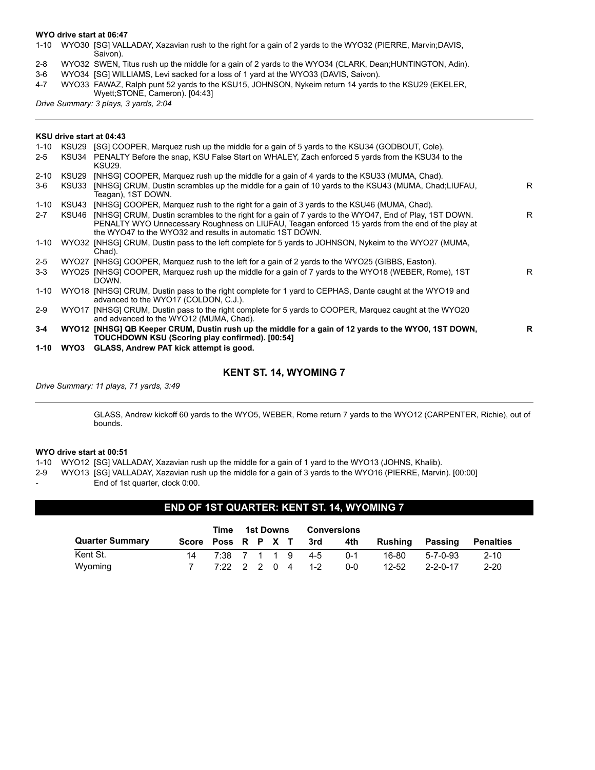**WYO drive start at 06:47**

| | | | |
|---|---|---|---|
| 1-10 | WYO30 | [SG] VALLADAY, Xazavian rush to the right for a gain of 2 yards to the WYO32 (PIERRE, Marvin;DAVIS, Saivon). | |
| 2-8 | WYO32 | SWEN, Titus rush up the middle for a gain of 2 yards to the WYO34 (CLARK, Dean;HUNTINGTON, Adin). | |
| 3-6 | WYO34 | [SG] WILLIAMS, Levi sacked for a loss of 1 yard at the WYO33 (DAVIS, Saivon). | |
| 4-7 | WYO33 | FAWAZ, Ralph punt 52 yards to the KSU15, JOHNSON, Nykeim return 14 yards to the KSU29 (EKELER, Wyett;STONE, Cameron). [04:43] | |

*Drive Summary: 3 plays, 3 yards, 2:04*

---

**KSU drive start at 04:43**

| | | | |
|---|---|---|---|
| 1-10 | KSU29 | [SG] COOPER, Marquez rush up the middle for a gain of 5 yards to the KSU34 (GODBOUT, Cole). | |
| 2-5 | KSU34 | PENALTY Before the snap, KSU False Start on WHALEY, Zach enforced 5 yards from the KSU34 to the KSU29. | |
| 2-10 | KSU29 | [NHSG] COOPER, Marquez rush up the middle for a gain of 4 yards to the KSU33 (MUMA, Chad). | |
| 3-6 | KSU33 | [NHSG] CRUM, Dustin scrambles up the middle for a gain of 10 yards to the KSU43 (MUMA, Chad;LIUFAU, Teagan), 1ST DOWN. | R |
| 1-10 | KSU43 | [NHSG] COOPER, Marquez rush to the right for a gain of 3 yards to the KSU46 (MUMA, Chad). | |
| 2-7 | KSU46 | [NHSG] CRUM, Dustin scrambles to the right for a gain of 7 yards to the WYO47, End of Play, 1ST DOWN. PENALTY WYO Unnecessary Roughness on LIUFAU, Teagan enforced 15 yards from the end of the play at the WYO47 to the WYO32 and results in automatic 1ST DOWN. | R |
| 1-10 | WYO32 | [NHSG] CRUM, Dustin pass to the left complete for 5 yards to JOHNSON, Nykeim to the WYO27 (MUMA, Chad). | |
| 2-5 | WYO27 | [NHSG] COOPER, Marquez rush to the left for a gain of 2 yards to the WYO25 (GIBBS, Easton). | |
| 3-3 | WYO25 | [NHSG] COOPER, Marquez rush up the middle for a gain of 7 yards to the WYO18 (WEBER, Rome), 1ST DOWN. | R |
| 1-10 | WYO18 | [NHSG] CRUM, Dustin pass to the right complete for 1 yard to CEPHAS, Dante caught at the WYO19 and advanced to the WYO17 (COLDON, C.J.). | |
| 2-9 | WYO17 | [NHSG] CRUM, Dustin pass to the right complete for 5 yards to COOPER, Marquez caught at the WYO20 and advanced to the WYO12 (MUMA, Chad). | |
| **3-4** | **WYO12** | **[NHSG] QB Keeper CRUM, Dustin rush up the middle for a gain of 12 yards to the WYO0, 1ST DOWN, TOUCHDOWN KSU (Scoring play confirmed). [00:54]** | **R** |
| **1-10** | **WYO3** | **GLASS, Andrew PAT kick attempt is good.** | |

## KENT ST. 14, WYOMING 7

*Drive Summary: 11 plays, 71 yards, 3:49*

---

GLASS, Andrew kickoff 60 yards to the WYO5, WEBER, Rome return 7 yards to the WYO12 (CARPENTER, Richie), out of bounds.

**WYO drive start at 00:51**

| | | |
|---|---|---|
| 1-10 | WYO12 | [SG] VALLADAY, Xazavian rush up the middle for a gain of 1 yard to the WYO13 (JOHNS, Khalib). |
| 2-9 | WYO13 | [SG] VALLADAY, Xazavian rush up the middle for a gain of 3 yards to the WYO16 (PIERRE, Marvin). [00:00] |
| - | | End of 1st quarter, clock 0:00. |

## END OF 1ST QUARTER: KENT ST. 14, WYOMING 7

| | | Time | 1st Downs | | | | Conversions | | | | |
|---|---|---|---|---|---|---|---|---|---|---|---|
| **Quarter Summary** | **Score** | **Poss** | **R** | **P** | **X** | **T** | **3rd** | **4th** | **Rushing** | **Passing** | **Penalties** |
| Kent St. | 14 | 7:38 | 7 | 1 | 1 | 9 | 4-5 | 0-1 | 16-80 | 5-7-0-93 | 2-10 |
| Wyoming | 7 | 7:22 | 2 | 2 | 0 | 4 | 1-2 | 0-0 | 12-52 | 2-2-0-17 | 2-20 |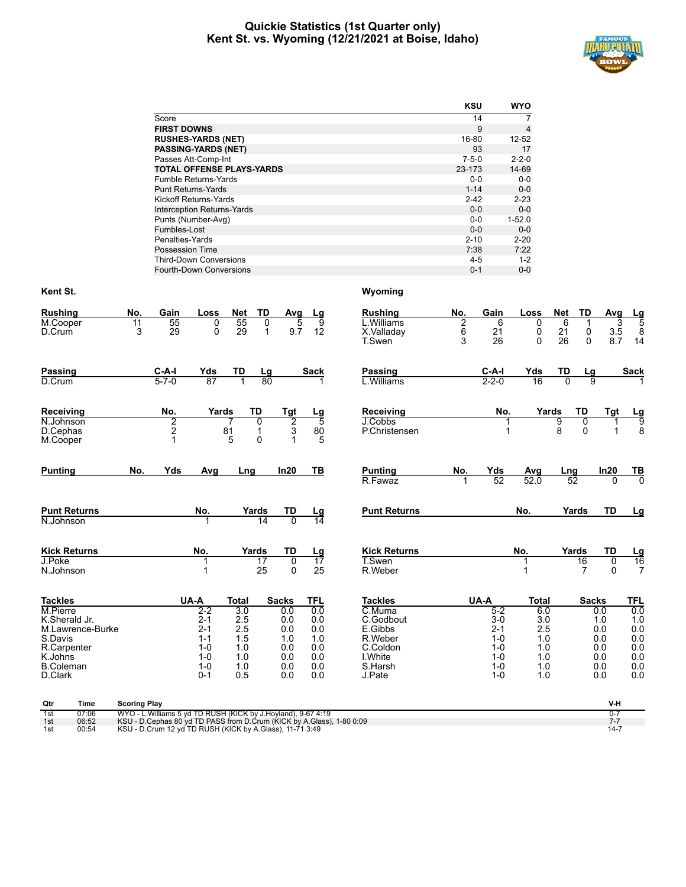# Quickie Statistics (1st Quarter only)
## Kent St. vs. Wyoming (12/21/2021 at Boise, Idaho)

| | KSU | WYO |
|---|---|---|
| Score | 14 | 7 |
| **FIRST DOWNS** | 9 | 4 |
| **RUSHES-YARDS (NET)** | 16-80 | 12-52 |
| **PASSING-YARDS (NET)** | 93 | 17 |
| Passes Att-Comp-Int | 7-5-0 | 2-2-0 |
| **TOTAL OFFENSE PLAYS-YARDS** | 23-173 | 14-69 |
| Fumble Returns-Yards | 0-0 | 0-0 |
| Punt Returns-Yards | 1-14 | 0-0 |
| Kickoff Returns-Yards | 2-42 | 2-23 |
| Interception Returns-Yards | 0-0 | 0-0 |
| Punts (Number-Avg) | 0-0 | 1-52.0 |
| Fumbles-Lost | 0-0 | 0-0 |
| Penalties-Yards | 2-10 | 2-20 |
| Possession Time | 7:38 | 7:22 |
| Third-Down Conversions | 4-5 | 1-2 |
| Fourth-Down Conversions | 0-1 | 0-0 |

### Kent St.

| Rushing | No. | Gain | Loss | Net | TD | Avg | Lg |
|---|---|---|---|---|---|---|---|
| M.Cooper | 11 | 55 | 0 | 55 | 0 | 5 | 9 |
| D.Crum | 3 | 29 | 0 | 29 | 1 | 9.7 | 12 |

| Passing | C-A-I | Yds | TD | Lg | Sack |
|---|---|---|---|---|---|
| D.Crum | 5-7-0 | 87 | 1 | 80 | 1 |

| Receiving | No. | Yards | TD | Tgt | Lg |
|---|---|---|---|---|---|
| N.Johnson | 2 | 7 | 0 | 2 | 5 |
| D.Cephas | 2 | 81 | 1 | 3 | 80 |
| M.Cooper | 1 | 5 | 0 | 1 | 5 |

| Punting | No. | Yds | Avg | Lng | In20 | TB |
|---|---|---|---|---|---|---|

| Punt Returns | No. | Yards | TD | Lg |
|---|---|---|---|---|
| N.Johnson | 1 | 14 | 0 | 14 |

| Kick Returns | No. | Yards | TD | Lg |
|---|---|---|---|---|
| J.Poke | 1 | 17 | 0 | 17 |
| N.Johnson | 1 | 25 | 0 | 25 |

| Tackles | UA-A | Total | Sacks | TFL |
|---|---|---|---|---|
| M.Pierre | 2-2 | 3.0 | 0.0 | 0.0 |
| K.Sherald Jr. | 2-1 | 2.5 | 0.0 | 0.0 |
| M.Lawrence-Burke | 2-1 | 2.5 | 0.0 | 0.0 |
| S.Davis | 1-1 | 1.5 | 1.0 | 1.0 |
| R.Carpenter | 1-0 | 1.0 | 0.0 | 0.0 |
| K.Johns | 1-0 | 1.0 | 0.0 | 0.0 |
| B.Coleman | 1-0 | 1.0 | 0.0 | 0.0 |
| D.Clark | 0-1 | 0.5 | 0.0 | 0.0 |

### Wyoming

| Rushing | No. | Gain | Loss | Net | TD | Avg | Lg |
|---|---|---|---|---|---|---|---|
| L.Williams | 2 | 6 | 0 | 6 | 1 | 3 | 5 |
| X.Valladay | 6 | 21 | 0 | 21 | 0 | 3.5 | 8 |
| T.Swen | 3 | 26 | 0 | 26 | 0 | 8.7 | 14 |

| Passing | C-A-I | Yds | TD | Lg | Sack |
|---|---|---|---|---|---|
| L.Williams | 2-2-0 | 16 | 0 | 9 | 1 |

| Receiving | No. | Yards | TD | Tgt | Lg |
|---|---|---|---|---|---|
| J.Cobbs | 1 | 9 | 0 | 1 | 9 |
| P.Christensen | 1 | 8 | 0 | 1 | 8 |

| Punting | No. | Yds | Avg | Lng | In20 | TB |
|---|---|---|---|---|---|---|
| R.Fawaz | 1 | 52 | 52.0 | 52 | 0 | 0 |

| Punt Returns | No. | Yards | TD | Lg |
|---|---|---|---|---|

| Kick Returns | No. | Yards | TD | Lg |
|---|---|---|---|---|
| T.Swen | 1 | 16 | 0 | 16 |
| R.Weber | 1 | 7 | 0 | 7 |

| Tackles | UA-A | Total | Sacks | TFL |
|---|---|---|---|---|
| C.Muma | 5-2 | 6.0 | 0.0 | 0.0 |
| C.Godbout | 3-0 | 3.0 | 1.0 | 1.0 |
| E.Gibbs | 2-1 | 2.5 | 0.0 | 0.0 |
| R.Weber | 1-0 | 1.0 | 0.0 | 0.0 |
| C.Coldon | 1-0 | 1.0 | 0.0 | 0.0 |
| I.White | 1-0 | 1.0 | 0.0 | 0.0 |
| S.Harsh | 1-0 | 1.0 | 0.0 | 0.0 |
| J.Pate | 1-0 | 1.0 | 0.0 | 0.0 |

| Qtr | Time | Scoring Play | V-H |
|---|---|---|---|
| 1st | 07:06 | WYO - L.Williams 5 yd TD RUSH (KICK by J.Hoyland), 9-67 4:19 | 0-7 |
| 1st | 06:52 | KSU - D.Cephas 80 yd TD PASS from D.Crum (KICK by A.Glass), 1-80 0:09 | 7-7 |
| 1st | 00:54 | KSU - D.Crum 12 yd TD RUSH (KICK by A.Glass), 11-71 3:49 | 14-7 |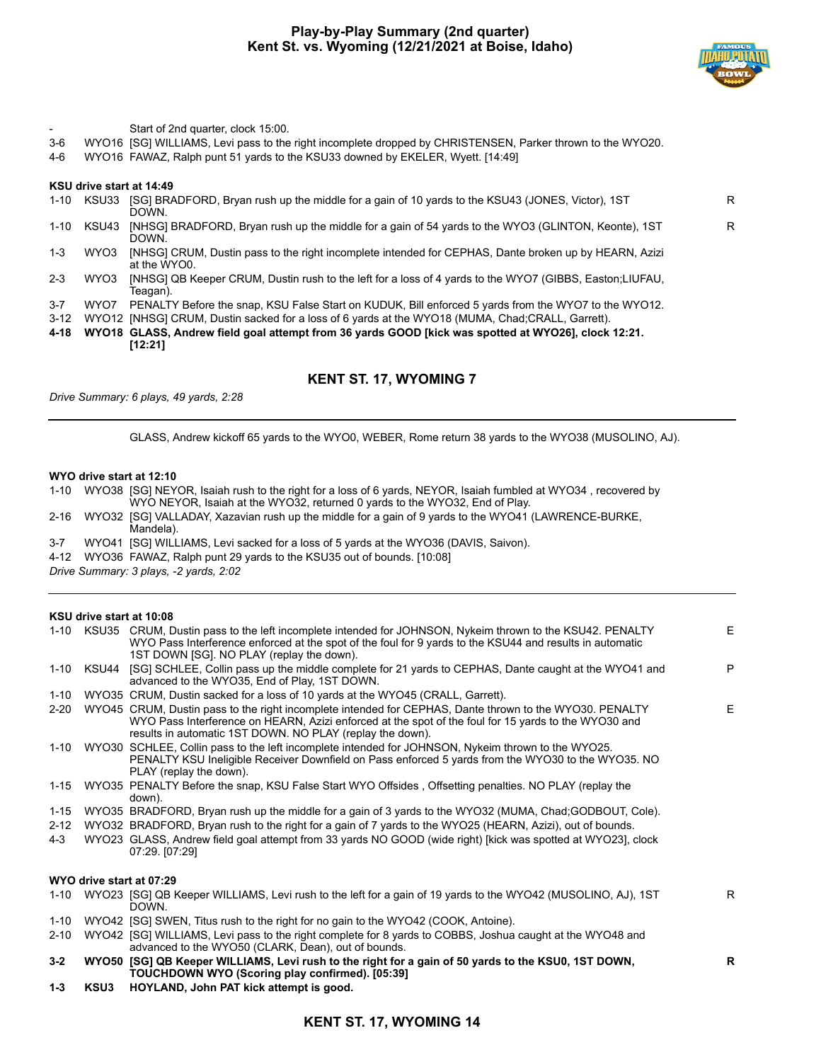# Play-by-Play Summary (2nd quarter)
## Kent St. vs. Wyoming (12/21/2021 at Boise, Idaho)

| Down | Spot | Play | |
|---|---|---|---|
| - | | Start of 2nd quarter, clock 15:00. | |
| 3-6 | WYO16 | [SG] WILLIAMS, Levi pass to the right incomplete dropped by CHRISTENSEN, Parker thrown to the WYO20. | |
| 4-6 | WYO16 | FAWAZ, Ralph punt 51 yards to the KSU33 downed by EKELER, Wyett. [14:49] | |

### KSU drive start at 14:49

| Down | Spot | Play | |
|---|---|---|---|
| 1-10 | KSU33 | [SG] BRADFORD, Bryan rush up the middle for a gain of 10 yards to the KSU43 (JONES, Victor), 1ST DOWN. | R |
| 1-10 | KSU43 | [NHSG] BRADFORD, Bryan rush up the middle for a gain of 54 yards to the WYO3 (GLINTON, Keonte), 1ST DOWN. | R |
| 1-3 | WYO3 | [NHSG] CRUM, Dustin pass to the right incomplete intended for CEPHAS, Dante broken up by HEARN, Azizi at the WYO0. | |
| 2-3 | WYO3 | [NHSG] QB Keeper CRUM, Dustin rush to the left for a loss of 4 yards to the WYO7 (GIBBS, Easton;LIUFAU, Teagan). | |
| 3-7 | WYO7 | PENALTY Before the snap, KSU False Start on KUDUK, Bill enforced 5 yards from the WYO7 to the WYO12. | |
| 3-12 | WYO12 | [NHSG] CRUM, Dustin sacked for a loss of 6 yards at the WYO18 (MUMA, Chad;CRALL, Garrett). | |
| **4-18** | **WYO18** | **GLASS, Andrew field goal attempt from 36 yards GOOD [kick was spotted at WYO26], clock 12:21. [12:21]** | |

### KENT ST. 17, WYOMING 7

*Drive Summary: 6 plays, 49 yards, 2:28*

GLASS, Andrew kickoff 65 yards to the WYO0, WEBER, Rome return 38 yards to the WYO38 (MUSOLINO, AJ).

### WYO drive start at 12:10

| Down | Spot | Play |
|---|---|---|
| 1-10 | WYO38 | [SG] NEYOR, Isaiah rush to the right for a loss of 6 yards, NEYOR, Isaiah fumbled at WYO34 , recovered by WYO NEYOR, Isaiah at the WYO32, returned 0 yards to the WYO32, End of Play. |
| 2-16 | WYO32 | [SG] VALLADAY, Xazavian rush up the middle for a gain of 9 yards to the WYO41 (LAWRENCE-BURKE, Mandela). |
| 3-7 | WYO41 | [SG] WILLIAMS, Levi sacked for a loss of 5 yards at the WYO36 (DAVIS, Saivon). |
| 4-12 | WYO36 | FAWAZ, Ralph punt 29 yards to the KSU35 out of bounds. [10:08] |

*Drive Summary: 3 plays, -2 yards, 2:02*

### KSU drive start at 10:08

| Down | Spot | Play | |
|---|---|---|---|
| 1-10 | KSU35 | CRUM, Dustin pass to the left incomplete intended for JOHNSON, Nykeim thrown to the KSU42. PENALTY WYO Pass Interference enforced at the spot of the foul for 9 yards to the KSU44 and results in automatic 1ST DOWN [SG]. NO PLAY (replay the down). | E |
| 1-10 | KSU44 | [SG] SCHLEE, Collin pass up the middle complete for 21 yards to CEPHAS, Dante caught at the WYO41 and advanced to the WYO35, End of Play, 1ST DOWN. | P |
| 1-10 | WYO35 | CRUM, Dustin sacked for a loss of 10 yards at the WYO45 (CRALL, Garrett). | |
| 2-20 | WYO45 | CRUM, Dustin pass to the right incomplete intended for CEPHAS, Dante thrown to the WYO30. PENALTY WYO Pass Interference on HEARN, Azizi enforced at the spot of the foul for 15 yards to the WYO30 and results in automatic 1ST DOWN. NO PLAY (replay the down). | E |
| 1-10 | WYO30 | SCHLEE, Collin pass to the left incomplete intended for JOHNSON, Nykeim thrown to the WYO25. PENALTY KSU Ineligible Receiver Downfield on Pass enforced 5 yards from the WYO30 to the WYO35. NO PLAY (replay the down). | |
| 1-15 | WYO35 | PENALTY Before the snap, KSU False Start WYO Offsides , Offsetting penalties. NO PLAY (replay the down). | |
| 1-15 | WYO35 | BRADFORD, Bryan rush up the middle for a gain of 3 yards to the WYO32 (MUMA, Chad;GODBOUT, Cole). | |
| 2-12 | WYO32 | BRADFORD, Bryan rush to the right for a gain of 7 yards to the WYO25 (HEARN, Azizi), out of bounds. | |
| 4-3 | WYO23 | GLASS, Andrew field goal attempt from 33 yards NO GOOD (wide right) [kick was spotted at WYO23], clock 07:29. [07:29] | |

### WYO drive start at 07:29

| Down | Spot | Play | |
|---|---|---|---|
| 1-10 | WYO23 | [SG] QB Keeper WILLIAMS, Levi rush to the left for a gain of 19 yards to the WYO42 (MUSOLINO, AJ), 1ST DOWN. | R |
| 1-10 | WYO42 | [SG] SWEN, Titus rush to the right for no gain to the WYO42 (COOK, Antoine). | |
| 2-10 | WYO42 | [SG] WILLIAMS, Levi pass to the right complete for 8 yards to COBBS, Joshua caught at the WYO48 and advanced to the WYO50 (CLARK, Dean), out of bounds. | |
| **3-2** | **WYO50** | **[SG] QB Keeper WILLIAMS, Levi rush to the right for a gain of 50 yards to the KSU0, 1ST DOWN, TOUCHDOWN WYO (Scoring play confirmed). [05:39]** | **R** |
| **1-3** | **KSU3** | **HOYLAND, John PAT kick attempt is good.** | |

### KENT ST. 17, WYOMING 14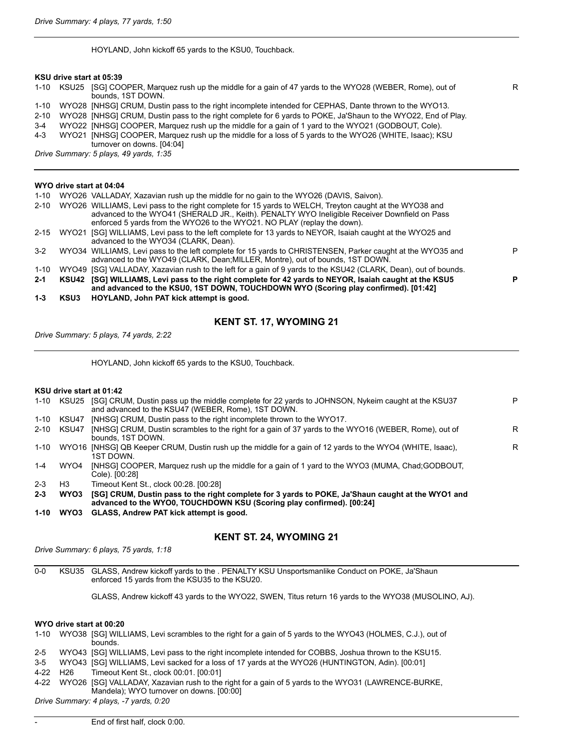*Drive Summary: 4 plays, 77 yards, 1:50*

---

HOYLAND, John kickoff 65 yards to the KSU0, Touchback.

**KSU drive start at 05:39**

| | | | |
|---|---|---|---|
| 1-10 | KSU25 | [SG] COOPER, Marquez rush up the middle for a gain of 47 yards to the WYO28 (WEBER, Rome), out of bounds, 1ST DOWN. | R |
| 1-10 | WYO28 | [NHSG] CRUM, Dustin pass to the right incomplete intended for CEPHAS, Dante thrown to the WYO13. | |
| 2-10 | WYO28 | [NHSG] CRUM, Dustin pass to the right complete for 6 yards to POKE, Ja'Shaun to the WYO22, End of Play. | |
| 3-4 | WYO22 | [NHSG] COOPER, Marquez rush up the middle for a gain of 1 yard to the WYO21 (GODBOUT, Cole). | |
| 4-3 | WYO21 | [NHSG] COOPER, Marquez rush up the middle for a loss of 5 yards to the WYO26 (WHITE, Isaac); KSU turnover on downs. [04:04] | |

*Drive Summary: 5 plays, 49 yards, 1:35*

---

**WYO drive start at 04:04**

| | | | |
|---|---|---|---|
| 1-10 | WYO26 | VALLADAY, Xazavian rush up the middle for no gain to the WYO26 (DAVIS, Saivon). | |
| 2-10 | WYO26 | WILLIAMS, Levi pass to the right complete for 15 yards to WELCH, Treyton caught at the WYO38 and advanced to the WYO41 (SHERALD JR., Keith). PENALTY WYO Ineligible Receiver Downfield on Pass enforced 5 yards from the WYO26 to the WYO21. NO PLAY (replay the down). | |
| 2-15 | WYO21 | [SG] WILLIAMS, Levi pass to the left complete for 13 yards to NEYOR, Isaiah caught at the WYO25 and advanced to the WYO34 (CLARK, Dean). | |
| 3-2 | WYO34 | WILLIAMS, Levi pass to the left complete for 15 yards to CHRISTENSEN, Parker caught at the WYO35 and advanced to the WYO49 (CLARK, Dean;MILLER, Montre), out of bounds, 1ST DOWN. | P |
| 1-10 | WYO49 | [SG] VALLADAY, Xazavian rush to the left for a gain of 9 yards to the KSU42 (CLARK, Dean), out of bounds. | |
| **2-1** | **KSU42** | **[SG] WILLIAMS, Levi pass to the right complete for 42 yards to NEYOR, Isaiah caught at the KSU5 and advanced to the KSU0, 1ST DOWN, TOUCHDOWN WYO (Scoring play confirmed). [01:42]** | **P** |
| **1-3** | **KSU3** | **HOYLAND, John PAT kick attempt is good.** | |

## KENT ST. 17, WYOMING 21

*Drive Summary: 5 plays, 74 yards, 2:22*

---

HOYLAND, John kickoff 65 yards to the KSU0, Touchback.

**KSU drive start at 01:42**

| | | | |
|---|---|---|---|
| 1-10 | KSU25 | [SG] CRUM, Dustin pass up the middle complete for 22 yards to JOHNSON, Nykeim caught at the KSU37 and advanced to the KSU47 (WEBER, Rome), 1ST DOWN. | P |
| 1-10 | KSU47 | [NHSG] CRUM, Dustin pass to the right incomplete thrown to the WYO17. | |
| 2-10 | KSU47 | [NHSG] CRUM, Dustin scrambles to the right for a gain of 37 yards to the WYO16 (WEBER, Rome), out of bounds, 1ST DOWN. | R |
| 1-10 | WYO16 | [NHSG] QB Keeper CRUM, Dustin rush up the middle for a gain of 12 yards to the WYO4 (WHITE, Isaac), 1ST DOWN. | R |
| 1-4 | WYO4 | [NHSG] COOPER, Marquez rush up the middle for a gain of 1 yard to the WYO3 (MUMA, Chad;GODBOUT, Cole). [00:28] | |
| 2-3 | H3 | Timeout Kent St., clock 00:28. [00:28] | |
| **2-3** | **WYO3** | **[SG] CRUM, Dustin pass to the right complete for 3 yards to POKE, Ja'Shaun caught at the WYO1 and advanced to the WYO0, TOUCHDOWN KSU (Scoring play confirmed). [00:24]** | |
| **1-10** | **WYO3** | **GLASS, Andrew PAT kick attempt is good.** | |

## KENT ST. 24, WYOMING 21

*Drive Summary: 6 plays, 75 yards, 1:18*

---

| | | |
|---|---|---|
| 0-0 | KSU35 | GLASS, Andrew kickoff yards to the . PENALTY KSU Unsportsmanlike Conduct on POKE, Ja'Shaun enforced 15 yards from the KSU35 to the KSU20. |

GLASS, Andrew kickoff 43 yards to the WYO22, SWEN, Titus return 16 yards to the WYO38 (MUSOLINO, AJ).

**WYO drive start at 00:20**

| | | |
|---|---|---|
| 1-10 | WYO38 | [SG] WILLIAMS, Levi scrambles to the right for a gain of 5 yards to the WYO43 (HOLMES, C.J.), out of bounds. |
| 2-5 | WYO43 | [SG] WILLIAMS, Levi pass to the right incomplete intended for COBBS, Joshua thrown to the KSU15. |
| 3-5 | WYO43 | [SG] WILLIAMS, Levi sacked for a loss of 17 yards at the WYO26 (HUNTINGTON, Adin). [00:01] |
| 4-22 | H26 | Timeout Kent St., clock 00:01. [00:01] |
| 4-22 | WYO26 | [SG] VALLADAY, Xazavian rush to the right for a gain of 5 yards to the WYO31 (LAWRENCE-BURKE, Mandela); WYO turnover on downs. [00:00] |

*Drive Summary: 4 plays, -7 yards, 0:20*

---

- End of first half, clock 0:00.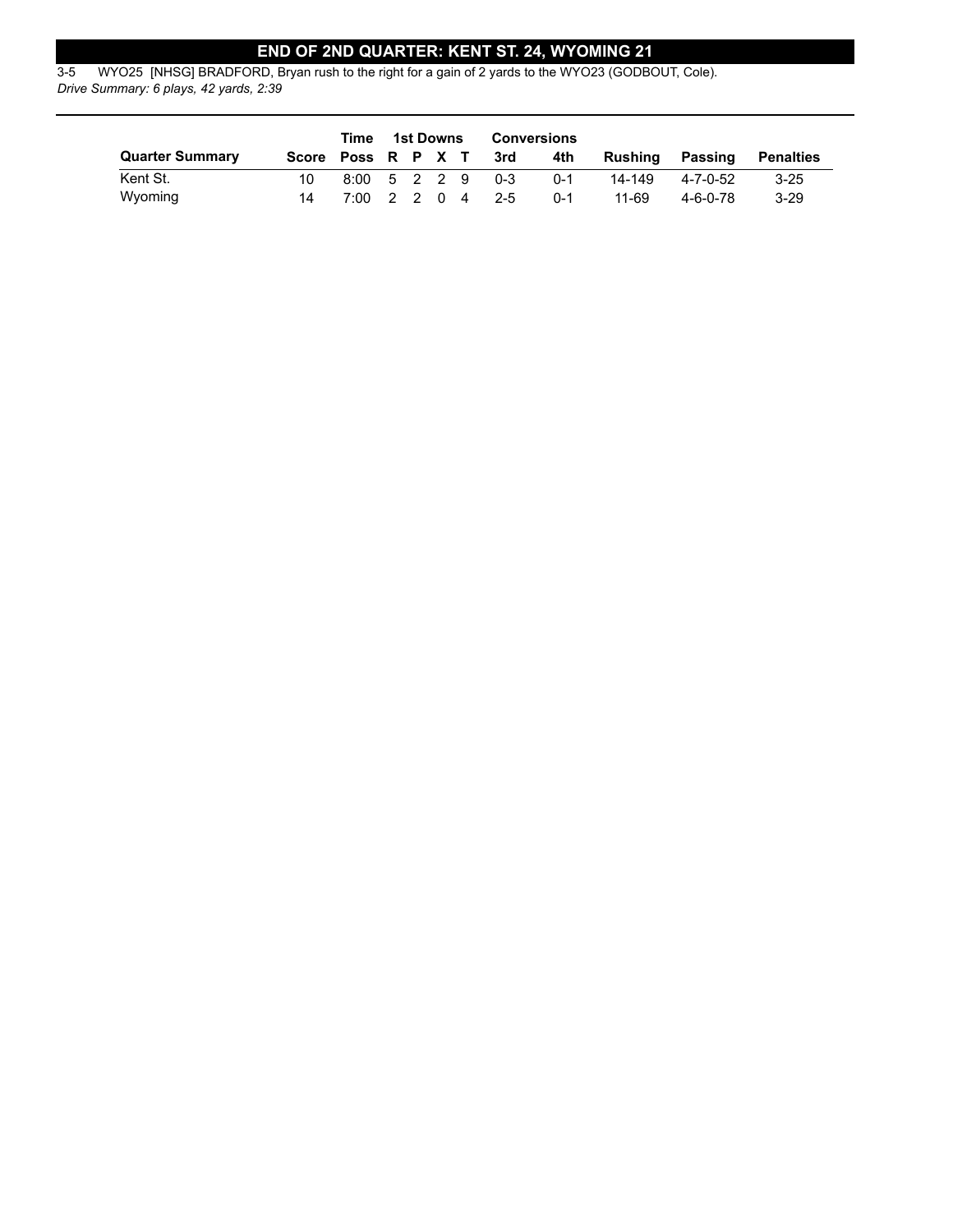## END OF 2ND QUARTER: KENT ST. 24, WYOMING 21

3-5 WYO25 [NHSG] BRADFORD, Bryan rush to the right for a gain of 2 yards to the WYO23 (GODBOUT, Cole).
*Drive Summary: 6 plays, 42 yards, 2:39*

| | | Time | 1st Downs | | | | Conversions | | | | |
|---|---|---|---|---|---|---|---|---|---|---|---|
| **Quarter Summary** | **Score** | **Poss** | **R** | **P** | **X** | **T** | **3rd** | **4th** | **Rushing** | **Passing** | **Penalties** |
| Kent St. | 10 | 8:00 | 5 | 2 | 2 | 9 | 0-3 | 0-1 | 14-149 | 4-7-0-52 | 3-25 |
| Wyoming | 14 | 7:00 | 2 | 2 | 0 | 4 | 2-5 | 0-1 | 11-69 | 4-6-0-78 | 3-29 |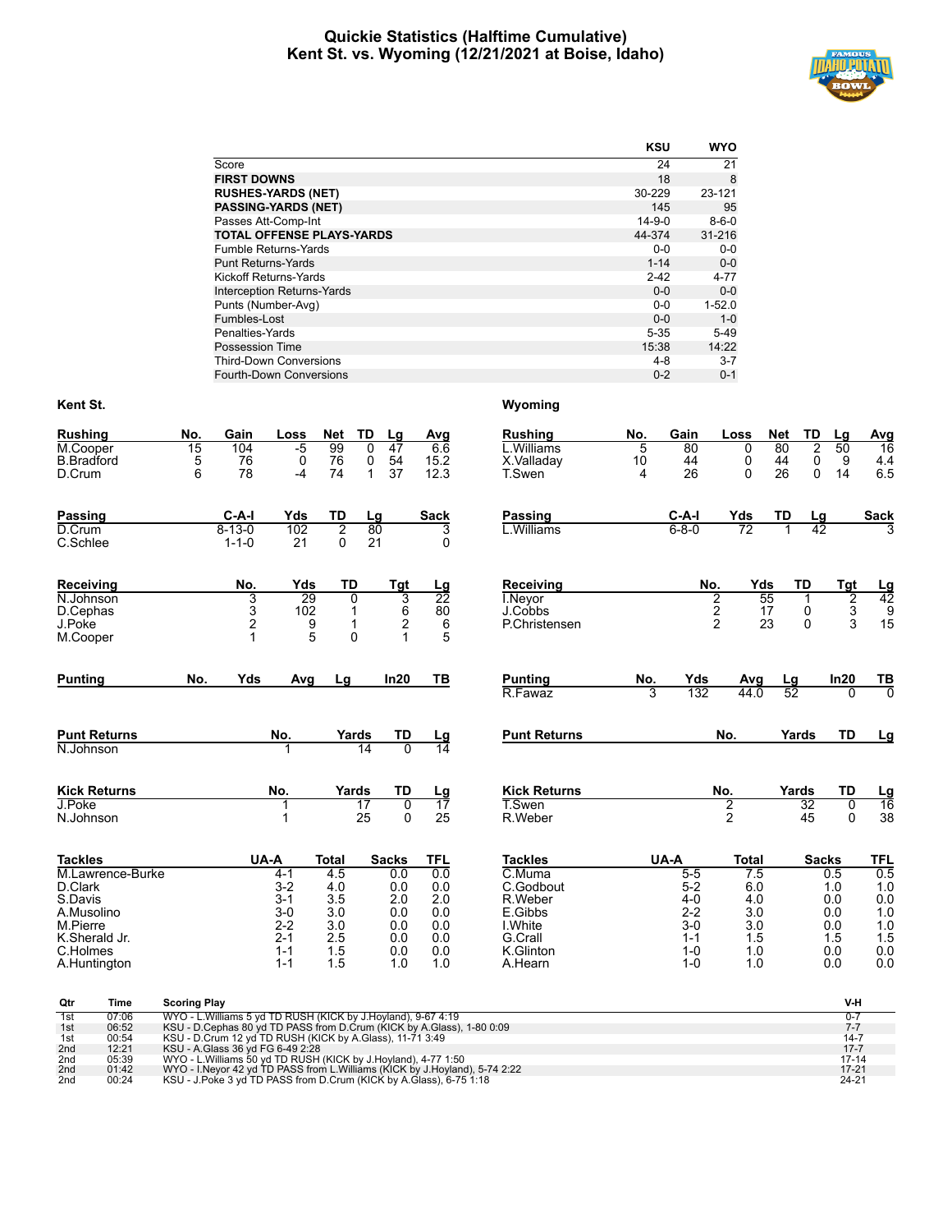# Quickie Statistics (Halftime Cumulative)
## Kent St. vs. Wyoming (12/21/2021 at Boise, Idaho)

| | KSU | WYO |
|---|---|---|
| Score | 24 | 21 |
| **FIRST DOWNS** | 18 | 8 |
| **RUSHES-YARDS (NET)** | 30-229 | 23-121 |
| **PASSING-YARDS (NET)** | 145 | 95 |
| Passes Att-Comp-Int | 14-9-0 | 8-6-0 |
| **TOTAL OFFENSE PLAYS-YARDS** | 44-374 | 31-216 |
| Fumble Returns-Yards | 0-0 | 0-0 |
| Punt Returns-Yards | 1-14 | 0-0 |
| Kickoff Returns-Yards | 2-42 | 4-77 |
| Interception Returns-Yards | 0-0 | 0-0 |
| Punts (Number-Avg) | 0-0 | 1-52.0 |
| Fumbles-Lost | 0-0 | 1-0 |
| Penalties-Yards | 5-35 | 5-49 |
| Possession Time | 15:38 | 14:22 |
| Third-Down Conversions | 4-8 | 3-7 |
| Fourth-Down Conversions | 0-2 | 0-1 |

### Kent St.

| Rushing | No. | Gain | Loss | Net | TD | Lg | Avg |
|---|---|---|---|---|---|---|---|
| M.Cooper | 15 | 104 | -5 | 99 | 0 | 47 | 6.6 |
| B.Bradford | 5 | 76 | 0 | 76 | 0 | 54 | 15.2 |
| D.Crum | 6 | 78 | -4 | 74 | 1 | 37 | 12.3 |

| Passing | C-A-I | Yds | TD | Lg | Sack |
|---|---|---|---|---|---|
| D.Crum | 8-13-0 | 102 | 2 | 80 | 3 |
| C.Schlee | 1-1-0 | 21 | 0 | 21 | 0 |

| Receiving | No. | Yds | TD | Tgt | Lg |
|---|---|---|---|---|---|
| N.Johnson | 3 | 29 | 0 | 3 | 22 |
| D.Cephas | 3 | 102 | 1 | 6 | 80 |
| J.Poke | 2 | 9 | 1 | 2 | 6 |
| M.Cooper | 1 | 5 | 0 | 1 | 5 |

| Punting | No. | Yds | Avg | Lg | In20 | TB |
|---|---|---|---|---|---|---|

| Punt Returns | No. | Yards | TD | Lg |
|---|---|---|---|---|
| N.Johnson | 1 | 14 | 0 | 14 |

| Kick Returns | No. | Yards | TD | Lg |
|---|---|---|---|---|
| J.Poke | 1 | 17 | 0 | 17 |
| N.Johnson | 1 | 25 | 0 | 25 |

| Tackles | UA-A | Total | Sacks | TFL |
|---|---|---|---|---|
| M.Lawrence-Burke | 4-1 | 4.5 | 0.0 | 0.0 |
| D.Clark | 3-2 | 4.0 | 0.0 | 0.0 |
| S.Davis | 3-1 | 3.5 | 2.0 | 2.0 |
| A.Musolino | 3-0 | 3.0 | 0.0 | 0.0 |
| M.Pierre | 2-2 | 3.0 | 0.0 | 0.0 |
| K.Sherald Jr. | 2-1 | 2.5 | 0.0 | 0.0 |
| C.Holmes | 1-1 | 1.5 | 0.0 | 0.0 |
| A.Huntington | 1-1 | 1.5 | 1.0 | 1.0 |

### Wyoming

| Rushing | No. | Gain | Loss | Net | TD | Lg | Avg |
|---|---|---|---|---|---|---|---|
| L.Williams | 5 | 80 | 0 | 80 | 2 | 50 | 16 |
| X.Valladay | 10 | 44 | 0 | 44 | 0 | 9 | 4.4 |
| T.Swen | 4 | 26 | 0 | 26 | 0 | 14 | 6.5 |

| Passing | C-A-I | Yds | TD | Lg | Sack |
|---|---|---|---|---|---|
| L.Williams | 6-8-0 | 72 | 1 | 42 | 3 |

| Receiving | No. | Yds | TD | Tgt | Lg |
|---|---|---|---|---|---|
| I.Neyor | 2 | 55 | 1 | 2 | 42 |
| J.Cobbs | 2 | 17 | 0 | 3 | 9 |
| P.Christensen | 2 | 23 | 0 | 3 | 15 |

| Punting | No. | Yds | Avg | Lg | In20 | TB |
|---|---|---|---|---|---|---|
| R.Fawaz | 3 | 132 | 44.0 | 52 | 0 | 0 |

| Punt Returns | No. | Yards | TD | Lg |
|---|---|---|---|---|

| Kick Returns | No. | Yards | TD | Lg |
|---|---|---|---|---|
| T.Swen | 2 | 32 | 0 | 16 |
| R.Weber | 2 | 45 | 0 | 38 |

| Tackles | UA-A | Total | Sacks | TFL |
|---|---|---|---|---|
| C.Muma | 5-5 | 7.5 | 0.5 | 0.5 |
| C.Godbout | 5-2 | 6.0 | 1.0 | 1.0 |
| R.Weber | 4-0 | 4.0 | 0.0 | 0.0 |
| E.Gibbs | 2-2 | 3.0 | 0.0 | 1.0 |
| I.White | 3-0 | 3.0 | 0.0 | 1.0 |
| G.Crall | 1-1 | 1.5 | 1.5 | 1.5 |
| K.Glinton | 1-0 | 1.0 | 0.0 | 0.0 |
| A.Hearn | 1-0 | 1.0 | 0.0 | 0.0 |

| Qtr | Time | Scoring Play | V-H |
|---|---|---|---|
| 1st | 07:06 | WYO - L.Williams 5 yd TD RUSH (KICK by J.Hoyland), 9-67 4:19 | 0-7 |
| 1st | 06:52 | KSU - D.Cephas 80 yd TD PASS from D.Crum (KICK by A.Glass), 1-80 0:09 | 7-7 |
| 1st | 00:54 | KSU - D.Crum 12 yd TD RUSH (KICK by A.Glass), 11-71 3:49 | 14-7 |
| 2nd | 12:21 | KSU - A.Glass 36 yd FG 6-49 2:28 | 17-7 |
| 2nd | 05:39 | WYO - L.Williams 50 yd TD RUSH (KICK by J.Hoyland), 4-77 1:50 | 17-14 |
| 2nd | 01:42 | WYO - I.Neyor 42 yd TD PASS from L.Williams (KICK by J.Hoyland), 5-74 2:22 | 17-21 |
| 2nd | 00:24 | KSU - J.Poke 3 yd TD PASS from D.Crum (KICK by A.Glass), 6-75 1:18 | 24-21 |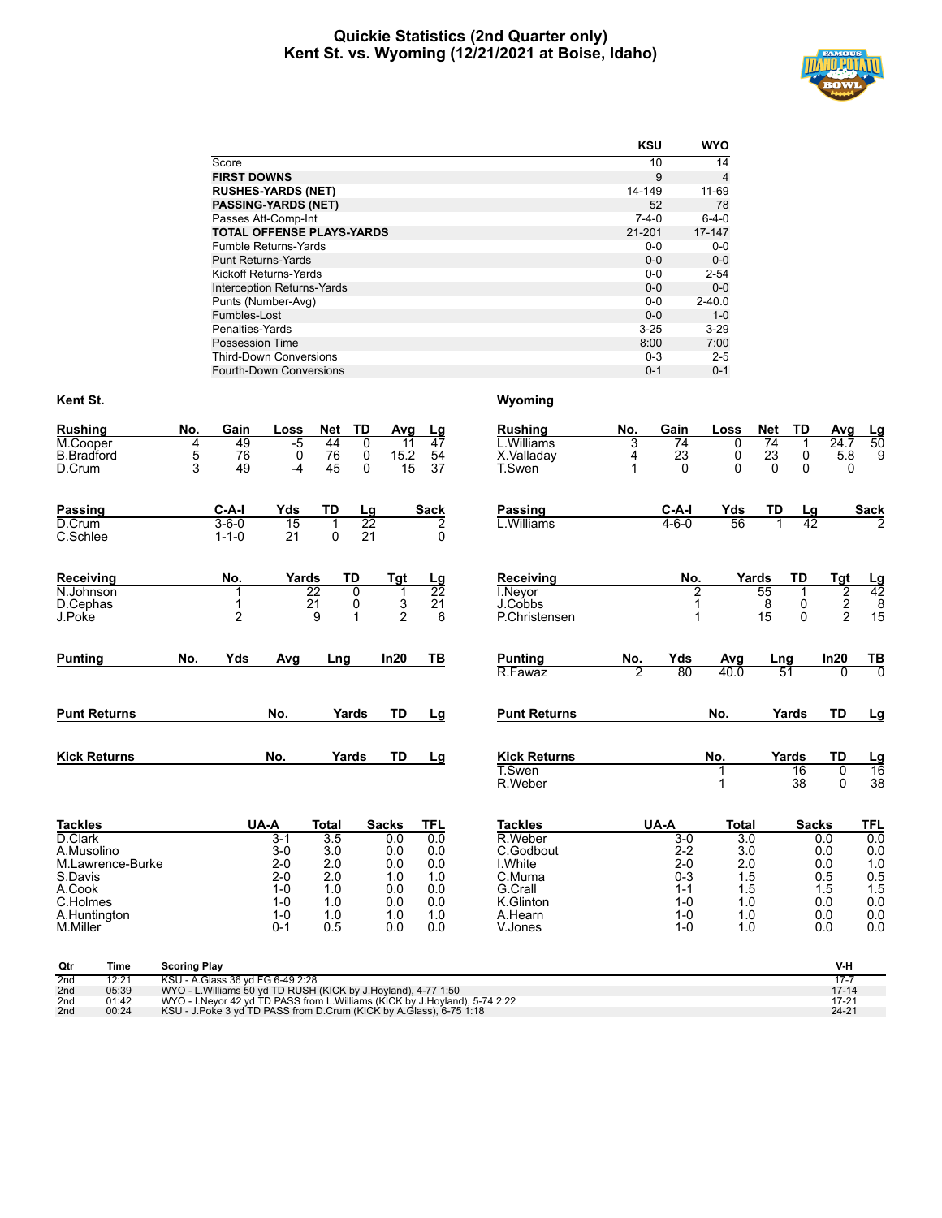# Quickie Statistics (2nd Quarter only)
## Kent St. vs. Wyoming (12/21/2021 at Boise, Idaho)

| | KSU | WYO |
|---|---|---|
| Score | 10 | 14 |
| **FIRST DOWNS** | 9 | 4 |
| **RUSHES-YARDS (NET)** | 14-149 | 11-69 |
| **PASSING-YARDS (NET)** | 52 | 78 |
| Passes Att-Comp-Int | 7-4-0 | 6-4-0 |
| **TOTAL OFFENSE PLAYS-YARDS** | 21-201 | 17-147 |
| Fumble Returns-Yards | 0-0 | 0-0 |
| Punt Returns-Yards | 0-0 | 0-0 |
| Kickoff Returns-Yards | 0-0 | 2-54 |
| Interception Returns-Yards | 0-0 | 0-0 |
| Punts (Number-Avg) | 0-0 | 2-40.0 |
| Fumbles-Lost | 0-0 | 1-0 |
| Penalties-Yards | 3-25 | 3-29 |
| Possession Time | 8:00 | 7:00 |
| Third-Down Conversions | 0-3 | 2-5 |
| Fourth-Down Conversions | 0-1 | 0-1 |

### Kent St.

| Rushing | No. | Gain | Loss | Net | TD | Avg | Lg |
|---|---|---|---|---|---|---|---|
| M.Cooper | 4 | 49 | -5 | 44 | 0 | 11 | 47 |
| B.Bradford | 5 | 76 | 0 | 76 | 0 | 15.2 | 54 |
| D.Crum | 3 | 49 | -4 | 45 | 0 | 15 | 37 |

| Passing | C-A-I | Yds | TD | Lg | Sack |
|---|---|---|---|---|---|
| D.Crum | 3-6-0 | 15 | 1 | 22 | 2 |
| C.Schlee | 1-1-0 | 21 | 0 | 21 | 0 |

| Receiving | No. | Yards | TD | Tgt | Lg |
|---|---|---|---|---|---|
| N.Johnson | 1 | 22 | 0 | 1 | 22 |
| D.Cephas | 1 | 21 | 0 | 3 | 21 |
| J.Poke | 2 | 9 | 1 | 2 | 6 |

| Punting | No. | Yds | Avg | Lng | In20 | TB |
|---|---|---|---|---|---|---|

| Punt Returns | No. | Yards | TD | Lg |
|---|---|---|---|---|

| Kick Returns | No. | Yards | TD | Lg |
|---|---|---|---|---|

| Tackles | UA-A | Total | Sacks | TFL |
|---|---|---|---|---|
| D.Clark | 3-1 | 3.5 | 0.0 | 0.0 |
| A.Musolino | 3-0 | 3.0 | 0.0 | 0.0 |
| M.Lawrence-Burke | 2-0 | 2.0 | 0.0 | 0.0 |
| S.Davis | 2-0 | 2.0 | 1.0 | 1.0 |
| A.Cook | 1-0 | 1.0 | 0.0 | 0.0 |
| C.Holmes | 1-0 | 1.0 | 0.0 | 0.0 |
| A.Huntington | 1-0 | 1.0 | 1.0 | 1.0 |
| M.Miller | 0-1 | 0.5 | 0.0 | 0.0 |

### Wyoming

| Rushing | No. | Gain | Loss | Net | TD | Avg | Lg |
|---|---|---|---|---|---|---|---|
| L.Williams | 3 | 74 | 0 | 74 | 1 | 24.7 | 50 |
| X.Valladay | 4 | 23 | 0 | 23 | 0 | 5.8 | 9 |
| T.Swen | 1 | 0 | 0 | 0 | 0 | 0 | |

| Passing | C-A-I | Yds | TD | Lg | Sack |
|---|---|---|---|---|---|
| L.Williams | 4-6-0 | 56 | 1 | 42 | 2 |

| Receiving | No. | Yards | TD | Tgt | Lg |
|---|---|---|---|---|---|
| I.Neyor | 2 | 55 | 1 | 2 | 42 |
| J.Cobbs | 1 | 8 | 0 | 2 | 8 |
| P.Christensen | 1 | 15 | 0 | 2 | 15 |

| Punting | No. | Yds | Avg | Lng | In20 | TB |
|---|---|---|---|---|---|---|
| R.Fawaz | 2 | 80 | 40.0 | 51 | 0 | 0 |

| Punt Returns | No. | Yards | TD | Lg |
|---|---|---|---|---|

| Kick Returns | No. | Yards | TD | Lg |
|---|---|---|---|---|
| T.Swen | 1 | 16 | 0 | 16 |
| R.Weber | 1 | 38 | 0 | 38 |

| Tackles | UA-A | Total | Sacks | TFL |
|---|---|---|---|---|
| R.Weber | 3-0 | 3.0 | 0.0 | 0.0 |
| C.Godbout | 2-2 | 3.0 | 0.0 | 0.0 |
| I.White | 2-0 | 2.0 | 0.0 | 1.0 |
| C.Muma | 0-3 | 1.5 | 0.5 | 0.5 |
| G.Crall | 1-1 | 1.5 | 1.5 | 1.5 |
| K.Glinton | 1-0 | 1.0 | 0.0 | 0.0 |
| A.Hearn | 1-0 | 1.0 | 0.0 | 0.0 |
| V.Jones | 1-0 | 1.0 | 0.0 | 0.0 |

| Qtr | Time | Scoring Play | V-H |
|---|---|---|---|
| 2nd | 12:21 | KSU - A.Glass 36 yd FG 6-49 2:28 | 17-7 |
| 2nd | 05:39 | WYO - L.Williams 50 yd TD RUSH (KICK by J.Hoyland), 4-77 1:50 | 17-14 |
| 2nd | 01:42 | WYO - I.Neyor 42 yd TD PASS from L.Williams (KICK by J.Hoyland), 5-74 2:22 | 17-21 |
| 2nd | 00:24 | KSU - J.Poke 3 yd TD PASS from D.Crum (KICK by A.Glass), 6-75 1:18 | 24-21 |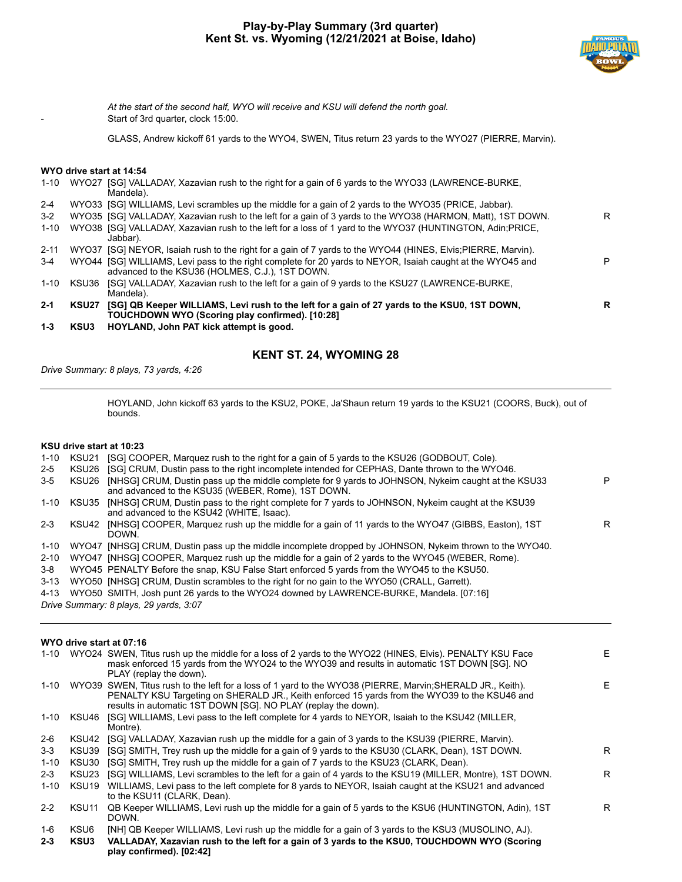# Play-by-Play Summary (3rd quarter)
## Kent St. vs. Wyoming (12/21/2021 at Boise, Idaho)

*At the start of the second half, WYO will receive and KSU will defend the north goal.*

\- Start of 3rd quarter, clock 15:00.

GLASS, Andrew kickoff 61 yards to the WYO4, SWEN, Titus return 23 yards to the WYO27 (PIERRE, Marvin).

**WYO drive start at 14:54**

| | | | |
|---|---|---|---|
| 1-10 | WYO27 | [SG] VALLADAY, Xazavian rush to the right for a gain of 6 yards to the WYO33 (LAWRENCE-BURKE, Mandela). | |
| 2-4 | WYO33 | [SG] WILLIAMS, Levi scrambles up the middle for a gain of 2 yards to the WYO35 (PRICE, Jabbar). | |
| 3-2 | WYO35 | [SG] VALLADAY, Xazavian rush to the left for a gain of 3 yards to the WYO38 (HARMON, Matt), 1ST DOWN. | R |
| 1-10 | WYO38 | [SG] VALLADAY, Xazavian rush to the left for a loss of 1 yard to the WYO37 (HUNTINGTON, Adin;PRICE, Jabbar). | |
| 2-11 | WYO37 | [SG] NEYOR, Isaiah rush to the right for a gain of 7 yards to the WYO44 (HINES, Elvis;PIERRE, Marvin). | |
| 3-4 | WYO44 | [SG] WILLIAMS, Levi pass to the right complete for 20 yards to NEYOR, Isaiah caught at the WYO45 and advanced to the KSU36 (HOLMES, C.J.), 1ST DOWN. | P |
| 1-10 | KSU36 | [SG] VALLADAY, Xazavian rush to the left for a gain of 9 yards to the KSU27 (LAWRENCE-BURKE, Mandela). | |
| **2-1** | **KSU27** | **[SG] QB Keeper WILLIAMS, Levi rush to the left for a gain of 27 yards to the KSU0, 1ST DOWN, TOUCHDOWN WYO (Scoring play confirmed). [10:28]** | **R** |
| **1-3** | **KSU3** | **HOYLAND, John PAT kick attempt is good.** | |

## KENT ST. 24, WYOMING 28

*Drive Summary: 8 plays, 73 yards, 4:26*

HOYLAND, John kickoff 63 yards to the KSU2, POKE, Ja'Shaun return 19 yards to the KSU21 (COORS, Buck), out of bounds.

**KSU drive start at 10:23**

| | | | |
|---|---|---|---|
| 1-10 | KSU21 | [SG] COOPER, Marquez rush to the right for a gain of 5 yards to the KSU26 (GODBOUT, Cole). | |
| 2-5 | KSU26 | [SG] CRUM, Dustin pass to the right incomplete intended for CEPHAS, Dante thrown to the WYO46. | |
| 3-5 | KSU26 | [NHSG] CRUM, Dustin pass up the middle complete for 9 yards to JOHNSON, Nykeim caught at the KSU33 and advanced to the KSU35 (WEBER, Rome), 1ST DOWN. | P |
| 1-10 | KSU35 | [NHSG] CRUM, Dustin pass to the right complete for 7 yards to JOHNSON, Nykeim caught at the KSU39 and advanced to the KSU42 (WHITE, Isaac). | |
| 2-3 | KSU42 | [NHSG] COOPER, Marquez rush up the middle for a gain of 11 yards to the WYO47 (GIBBS, Easton), 1ST DOWN. | R |
| 1-10 | WYO47 | [NHSG] CRUM, Dustin pass up the middle incomplete dropped by JOHNSON, Nykeim thrown to the WYO40. | |
| 2-10 | WYO47 | [NHSG] COOPER, Marquez rush up the middle for a gain of 2 yards to the WYO45 (WEBER, Rome). | |
| 3-8 | WYO45 | PENALTY Before the snap, KSU False Start enforced 5 yards from the WYO45 to the KSU50. | |
| 3-13 | WYO50 | [NHSG] CRUM, Dustin scrambles to the right for no gain to the WYO50 (CRALL, Garrett). | |
| 4-13 | WYO50 | SMITH, Josh punt 26 yards to the WYO24 downed by LAWRENCE-BURKE, Mandela. [07:16] | |

*Drive Summary: 8 plays, 29 yards, 3:07*

**WYO drive start at 07:16**

| | | | |
|---|---|---|---|
| 1-10 | WYO24 | SWEN, Titus rush up the middle for a loss of 2 yards to the WYO22 (HINES, Elvis). PENALTY KSU Face mask enforced 15 yards from the WYO24 to the WYO39 and results in automatic 1ST DOWN [SG]. NO PLAY (replay the down). | E |
| 1-10 | WYO39 | SWEN, Titus rush to the left for a loss of 1 yard to the WYO38 (PIERRE, Marvin;SHERALD JR., Keith). PENALTY KSU Targeting on SHERALD JR., Keith enforced 15 yards from the WYO39 to the KSU46 and results in automatic 1ST DOWN [SG]. NO PLAY (replay the down). | E |
| 1-10 | KSU46 | [SG] WILLIAMS, Levi pass to the left complete for 4 yards to NEYOR, Isaiah to the KSU42 (MILLER, Montre). | |
| 2-6 | KSU42 | [SG] VALLADAY, Xazavian rush up the middle for a gain of 3 yards to the KSU39 (PIERRE, Marvin). | |
| 3-3 | KSU39 | [SG] SMITH, Trey rush up the middle for a gain of 9 yards to the KSU30 (CLARK, Dean), 1ST DOWN. | R |
| 1-10 | KSU30 | [SG] SMITH, Trey rush up the middle for a gain of 7 yards to the KSU23 (CLARK, Dean). | |
| 2-3 | KSU23 | [SG] WILLIAMS, Levi scrambles to the left for a gain of 4 yards to the KSU19 (MILLER, Montre), 1ST DOWN. | R |
| 1-10 | KSU19 | WILLIAMS, Levi pass to the left complete for 8 yards to NEYOR, Isaiah caught at the KSU21 and advanced to the KSU11 (CLARK, Dean). | |
| 2-2 | KSU11 | QB Keeper WILLIAMS, Levi rush up the middle for a gain of 5 yards to the KSU6 (HUNTINGTON, Adin), 1ST DOWN. | R |
| 1-6 | KSU6 | [NH] QB Keeper WILLIAMS, Levi rush up the middle for a gain of 3 yards to the KSU3 (MUSOLINO, AJ). | |
| **2-3** | **KSU3** | **VALLADAY, Xazavian rush to the left for a gain of 3 yards to the KSU0, TOUCHDOWN WYO (Scoring play confirmed). [02:42]** | |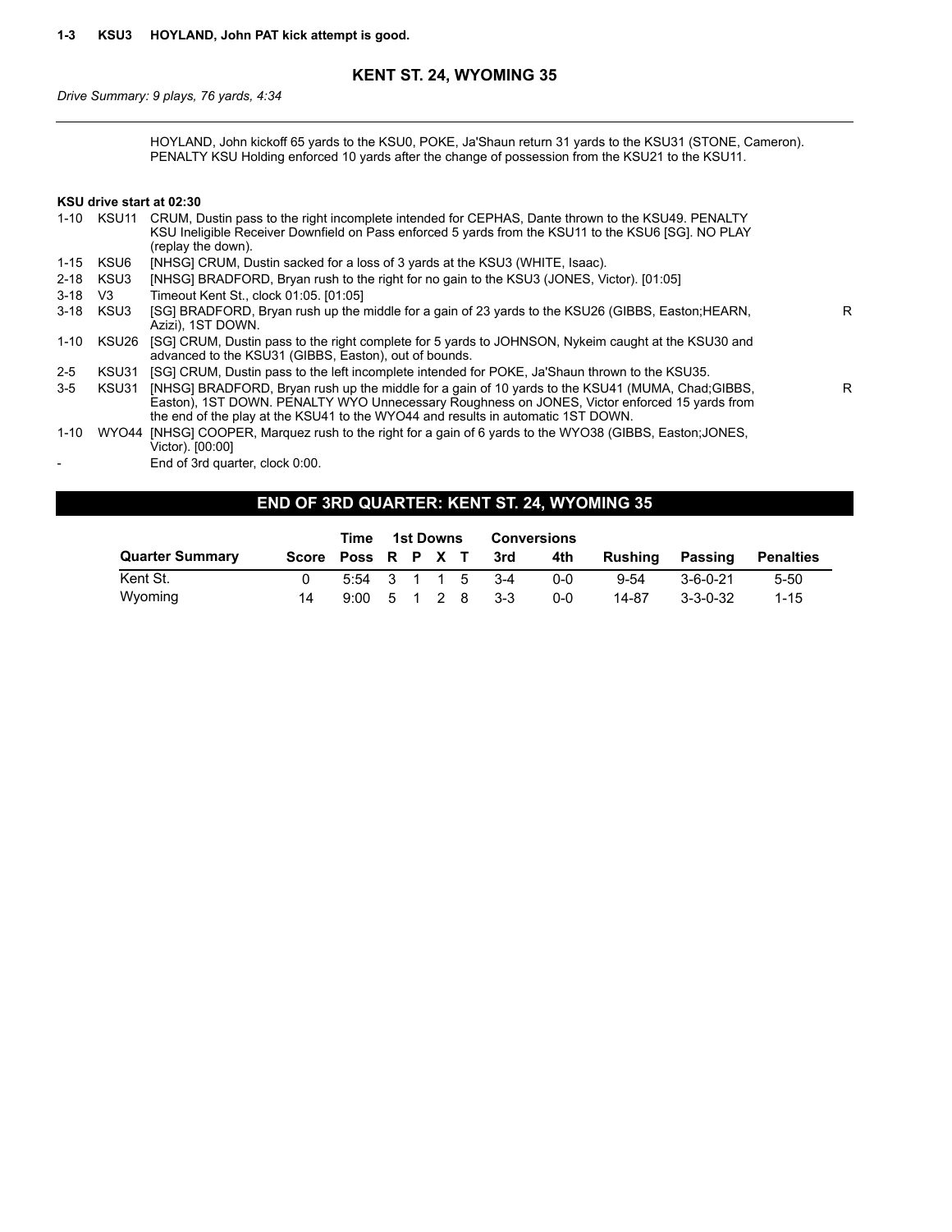1-3 KSU3 HOYLAND, John PAT kick attempt is good.

## KENT ST. 24, WYOMING 35

*Drive Summary: 9 plays, 76 yards, 4:34*

---

HOYLAND, John kickoff 65 yards to the KSU0, POKE, Ja'Shaun return 31 yards to the KSU31 (STONE, Cameron). PENALTY KSU Holding enforced 10 yards after the change of possession from the KSU21 to the KSU11.

**KSU drive start at 02:30**

| | | | |
|---|---|---|---|
| 1-10 | KSU11 | CRUM, Dustin pass to the right incomplete intended for CEPHAS, Dante thrown to the KSU49. PENALTY KSU Ineligible Receiver Downfield on Pass enforced 5 yards from the KSU11 to the KSU6 [SG]. NO PLAY (replay the down). | |
| 1-15 | KSU6 | [NHSG] CRUM, Dustin sacked for a loss of 3 yards at the KSU3 (WHITE, Isaac). | |
| 2-18 | KSU3 | [NHSG] BRADFORD, Bryan rush to the right for no gain to the KSU3 (JONES, Victor). [01:05] | |
| 3-18 | V3 | Timeout Kent St., clock 01:05. [01:05] | |
| 3-18 | KSU3 | [SG] BRADFORD, Bryan rush up the middle for a gain of 23 yards to the KSU26 (GIBBS, Easton;HEARN, Azizi), 1ST DOWN. | R |
| 1-10 | KSU26 | [SG] CRUM, Dustin pass to the right complete for 5 yards to JOHNSON, Nykeim caught at the KSU30 and advanced to the KSU31 (GIBBS, Easton), out of bounds. | |
| 2-5 | KSU31 | [SG] CRUM, Dustin pass to the left incomplete intended for POKE, Ja'Shaun thrown to the KSU35. | |
| 3-5 | KSU31 | [NHSG] BRADFORD, Bryan rush up the middle for a gain of 10 yards to the KSU41 (MUMA, Chad;GIBBS, Easton), 1ST DOWN. PENALTY WYO Unnecessary Roughness on JONES, Victor enforced 15 yards from the end of the play at the KSU41 to the WYO44 and results in automatic 1ST DOWN. | R |
| 1-10 | WYO44 | [NHSG] COOPER, Marquez rush to the right for a gain of 6 yards to the WYO38 (GIBBS, Easton;JONES, Victor). [00:00] | |
| - | | End of 3rd quarter, clock 0:00. | |

## END OF 3RD QUARTER: KENT ST. 24, WYOMING 35

| | | Time | 1st Downs | | | | Conversions | | | | |
|---|---|---|---|---|---|---|---|---|---|---|---|
| **Quarter Summary** | **Score** | **Poss** | **R** | **P** | **X** | **T** | **3rd** | **4th** | **Rushing** | **Passing** | **Penalties** |
| Kent St. | 0 | 5:54 | 3 | 1 | 1 | 5 | 3-4 | 0-0 | 9-54 | 3-6-0-21 | 5-50 |
| Wyoming | 14 | 9:00 | 5 | 1 | 2 | 8 | 3-3 | 0-0 | 14-87 | 3-3-0-32 | 1-15 |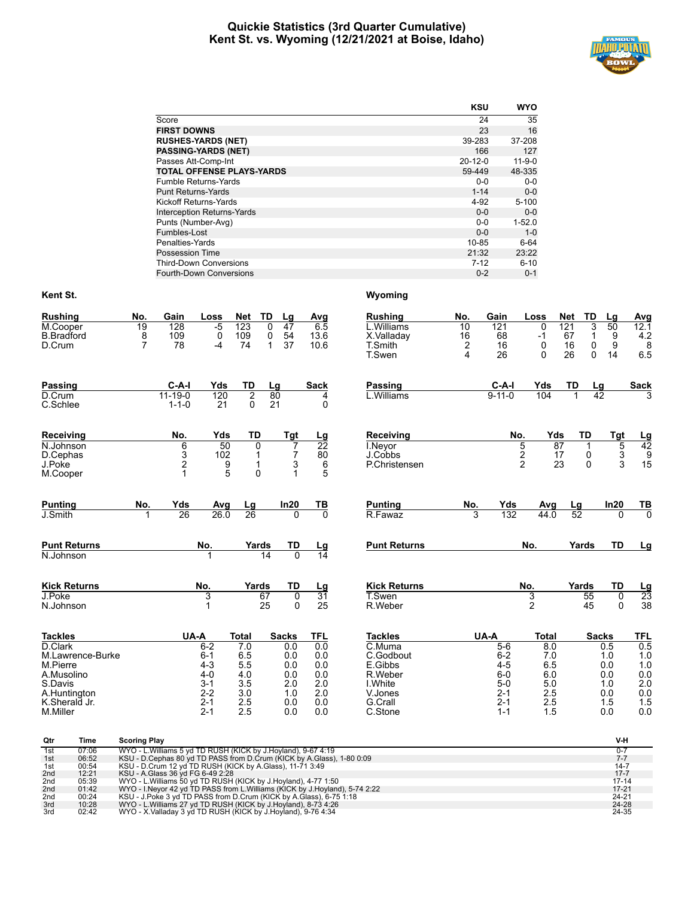# Quickie Statistics (3rd Quarter Cumulative)
## Kent St. vs. Wyoming (12/21/2021 at Boise, Idaho)

| | KSU | WYO |
|---|---|---|
| Score | 24 | 35 |
| **FIRST DOWNS** | 23 | 16 |
| **RUSHES-YARDS (NET)** | 39-283 | 37-208 |
| **PASSING-YARDS (NET)** | 166 | 127 |
| Passes Att-Comp-Int | 20-12-0 | 11-9-0 |
| **TOTAL OFFENSE PLAYS-YARDS** | 59-449 | 48-335 |
| Fumble Returns-Yards | 0-0 | 0-0 |
| Punt Returns-Yards | 1-14 | 0-0 |
| Kickoff Returns-Yards | 4-92 | 5-100 |
| Interception Returns-Yards | 0-0 | 0-0 |
| Punts (Number-Avg) | 0-0 | 1-52.0 |
| Fumbles-Lost | 0-0 | 1-0 |
| Penalties-Yards | 10-85 | 6-64 |
| Possession Time | 21:32 | 23:22 |
| Third-Down Conversions | 7-12 | 6-10 |
| Fourth-Down Conversions | 0-2 | 0-1 |

### Kent St.

| Rushing | No. | Gain | Loss | Net | TD | Lg | Avg |
|---|---|---|---|---|---|---|---|
| M.Cooper | 19 | 128 | -5 | 123 | 0 | 47 | 6.5 |
| B.Bradford | 8 | 109 | 0 | 109 | 0 | 54 | 13.6 |
| D.Crum | 7 | 78 | -4 | 74 | 1 | 37 | 10.6 |

| Passing | C-A-I | Yds | TD | Lg | Sack |
|---|---|---|---|---|---|
| D.Crum | 11-19-0 | 120 | 2 | 80 | 4 |
| C.Schlee | 1-1-0 | 21 | 0 | 21 | 0 |

| Receiving | No. | Yds | TD | Tgt | Lg |
|---|---|---|---|---|---|
| N.Johnson | 6 | 50 | 0 | 7 | 22 |
| D.Cephas | 3 | 102 | 1 | 7 | 80 |
| J.Poke | 2 | 9 | 1 | 3 | 6 |
| M.Cooper | 1 | 5 | 0 | 1 | 5 |

| Punting | No. | Yds | Avg | Lg | In20 | TB |
|---|---|---|---|---|---|---|
| J.Smith | 1 | 26 | 26.0 | 26 | 0 | 0 |

| Punt Returns | No. | Yards | TD | Lg |
|---|---|---|---|---|
| N.Johnson | 1 | 14 | 0 | 14 |

| Kick Returns | No. | Yards | TD | Lg |
|---|---|---|---|---|
| J.Poke | 3 | 67 | 0 | 31 |
| N.Johnson | 1 | 25 | 0 | 25 |

| Tackles | UA-A | Total | Sacks | TFL |
|---|---|---|---|---|
| D.Clark | 6-2 | 7.0 | 0.0 | 0.0 |
| M.Lawrence-Burke | 6-1 | 6.5 | 0.0 | 0.0 |
| M.Pierre | 4-3 | 5.5 | 0.0 | 0.0 |
| A.Musolino | 4-0 | 4.0 | 0.0 | 0.0 |
| S.Davis | 3-1 | 3.5 | 2.0 | 2.0 |
| A.Huntington | 2-2 | 3.0 | 1.0 | 2.0 |
| K.Sherald Jr. | 2-1 | 2.5 | 0.0 | 0.0 |
| M.Miller | 2-1 | 2.5 | 0.0 | 0.0 |

### Wyoming

| Rushing | No. | Gain | Loss | Net | TD | Lg | Avg |
|---|---|---|---|---|---|---|---|
| L.Williams | 10 | 121 | 0 | 121 | 3 | 50 | 12.1 |
| X.Valladay | 16 | 68 | -1 | 67 | 1 | 9 | 4.2 |
| T.Smith | 2 | 16 | 0 | 16 | 0 | 9 | 8 |
| T.Swen | 4 | 26 | 0 | 26 | 0 | 14 | 6.5 |

| Passing | C-A-I | Yds | TD | Lg | Sack |
|---|---|---|---|---|---|
| L.Williams | 9-11-0 | 104 | 1 | 42 | 3 |

| Receiving | No. | Yds | TD | Tgt | Lg |
|---|---|---|---|---|---|
| I.Neyor | 5 | 87 | 1 | 5 | 42 |
| J.Cobbs | 2 | 17 | 0 | 3 | 9 |
| P.Christensen | 2 | 23 | 0 | 3 | 15 |

| Punting | No. | Yds | Avg | Lg | In20 | TB |
|---|---|---|---|---|---|---|
| R.Fawaz | 3 | 132 | 44.0 | 52 | 0 | 0 |

| Punt Returns | No. | Yards | TD | Lg |
|---|---|---|---|---|

| Kick Returns | No. | Yards | TD | Lg |
|---|---|---|---|---|
| T.Swen | 3 | 55 | 0 | 23 |
| R.Weber | 2 | 45 | 0 | 38 |

| Tackles | UA-A | Total | Sacks | TFL |
|---|---|---|---|---|
| C.Muma | 5-6 | 8.0 | 0.5 | 0.5 |
| C.Godbout | 6-2 | 7.0 | 1.0 | 1.0 |
| E.Gibbs | 4-5 | 6.5 | 0.0 | 1.0 |
| R.Weber | 6-0 | 6.0 | 0.0 | 0.0 |
| I.White | 5-0 | 5.0 | 1.0 | 2.0 |
| V.Jones | 2-1 | 2.5 | 0.0 | 0.0 |
| G.Crall | 2-1 | 2.5 | 1.5 | 1.5 |
| C.Stone | 1-1 | 1.5 | 0.0 | 0.0 |

| Qtr | Time | Scoring Play | V-H |
|---|---|---|---|
| 1st | 07:06 | WYO - L.Williams 5 yd TD RUSH (KICK by J.Hoyland), 9-67 4:19 | 0-7 |
| 1st | 06:52 | KSU - D.Cephas 80 yd TD PASS from D.Crum (KICK by A.Glass), 1-80 0:09 | 7-7 |
| 1st | 00:54 | KSU - D.Crum 12 yd TD RUSH (KICK by A.Glass), 11-71 3:49 | 14-7 |
| 2nd | 12:21 | KSU - A.Glass 36 yd FG 6-49 2:28 | 17-7 |
| 2nd | 05:39 | WYO - L.Williams 50 yd TD RUSH (KICK by J.Hoyland), 4-77 1:50 | 17-14 |
| 2nd | 01:42 | WYO - I.Neyor 42 yd TD PASS from L.Williams (KICK by J.Hoyland), 5-74 2:22 | 17-21 |
| 2nd | 00:24 | KSU - J.Poke 3 yd TD PASS from D.Crum (KICK by A.Glass), 6-75 1:18 | 24-21 |
| 3rd | 10:28 | WYO - L.Williams 27 yd TD RUSH (KICK by J.Hoyland), 8-73 4:26 | 24-28 |
| 3rd | 02:42 | WYO - X.Valladay 3 yd TD RUSH (KICK by J.Hoyland), 9-76 4:34 | 24-35 |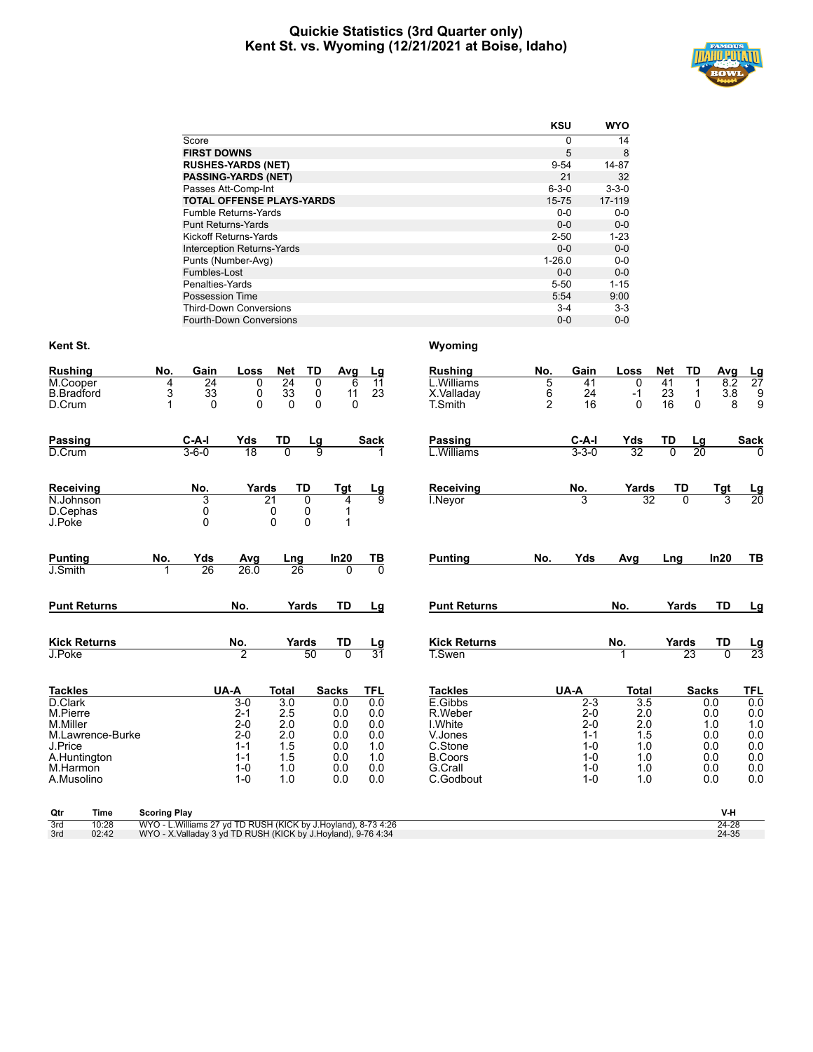# Quickie Statistics (3rd Quarter only)
## Kent St. vs. Wyoming (12/21/2021 at Boise, Idaho)

| | KSU | WYO |
|---|---|---|
| Score | 0 | 14 |
| **FIRST DOWNS** | 5 | 8 |
| **RUSHES-YARDS (NET)** | 9-54 | 14-87 |
| **PASSING-YARDS (NET)** | 21 | 32 |
| Passes Att-Comp-Int | 6-3-0 | 3-3-0 |
| **TOTAL OFFENSE PLAYS-YARDS** | 15-75 | 17-119 |
| Fumble Returns-Yards | 0-0 | 0-0 |
| Punt Returns-Yards | 0-0 | 0-0 |
| Kickoff Returns-Yards | 2-50 | 1-23 |
| Interception Returns-Yards | 0-0 | 0-0 |
| Punts (Number-Avg) | 1-26.0 | 0-0 |
| Fumbles-Lost | 0-0 | 0-0 |
| Penalties-Yards | 5-50 | 1-15 |
| Possession Time | 5:54 | 9:00 |
| Third-Down Conversions | 3-4 | 3-3 |
| Fourth-Down Conversions | 0-0 | 0-0 |

### Kent St.

| Rushing | No. | Gain | Loss | Net | TD | Avg | Lg |
|---|---|---|---|---|---|---|---|
| M.Cooper | 4 | 24 | 0 | 24 | 0 | 6 | 11 |
| B.Bradford | 3 | 33 | 0 | 33 | 0 | 11 | 23 |
| D.Crum | 1 | 0 | 0 | 0 | 0 | 0 | |

| Passing | C-A-I | Yds | TD | Lg | Sack |
|---|---|---|---|---|---|
| D.Crum | 3-6-0 | 18 | 0 | 9 | 1 |

| Receiving | No. | Yards | TD | Tgt | Lg |
|---|---|---|---|---|---|
| N.Johnson | 3 | 21 | 0 | 4 | 9 |
| D.Cephas | 0 | 0 | 0 | 1 | |
| J.Poke | 0 | 0 | 0 | 1 | |

| Punting | No. | Yds | Avg | Lng | In20 | TB |
|---|---|---|---|---|---|---|
| J.Smith | 1 | 26 | 26.0 | 26 | 0 | 0 |

| Punt Returns | No. | Yards | TD | Lg |
|---|---|---|---|---|

| Kick Returns | No. | Yards | TD | Lg |
|---|---|---|---|---|
| J.Poke | 2 | 50 | 0 | 31 |

| Tackles | UA-A | Total | Sacks | TFL |
|---|---|---|---|---|
| D.Clark | 3-0 | 3.0 | 0.0 | 0.0 |
| M.Pierre | 2-1 | 2.5 | 0.0 | 0.0 |
| M.Miller | 2-0 | 2.0 | 0.0 | 0.0 |
| M.Lawrence-Burke | 2-0 | 2.0 | 0.0 | 0.0 |
| J.Price | 1-1 | 1.5 | 0.0 | 1.0 |
| A.Huntington | 1-1 | 1.5 | 0.0 | 1.0 |
| M.Harmon | 1-0 | 1.0 | 0.0 | 0.0 |
| A.Musolino | 1-0 | 1.0 | 0.0 | 0.0 |

### Wyoming

| Rushing | No. | Gain | Loss | Net | TD | Avg | Lg |
|---|---|---|---|---|---|---|---|
| L.Williams | 5 | 41 | 0 | 41 | 1 | 8.2 | 27 |
| X.Valladay | 6 | 24 | -1 | 23 | 1 | 3.8 | 9 |
| T.Smith | 2 | 16 | 0 | 16 | 0 | 8 | 9 |

| Passing | C-A-I | Yds | TD | Lg | Sack |
|---|---|---|---|---|---|
| L.Williams | 3-3-0 | 32 | 0 | 20 | 0 |

| Receiving | No. | Yards | TD | Tgt | Lg |
|---|---|---|---|---|---|
| I.Neyor | 3 | 32 | 0 | 3 | 20 |

| Punting | No. | Yds | Avg | Lng | In20 | TB |
|---|---|---|---|---|---|---|

| Punt Returns | No. | Yards | TD | Lg |
|---|---|---|---|---|

| Kick Returns | No. | Yards | TD | Lg |
|---|---|---|---|---|
| T.Swen | 1 | 23 | 0 | 23 |

| Tackles | UA-A | Total | Sacks | TFL |
|---|---|---|---|---|
| E.Gibbs | 2-3 | 3.5 | 0.0 | 0.0 |
| R.Weber | 2-0 | 2.0 | 0.0 | 0.0 |
| I.White | 2-0 | 2.0 | 1.0 | 1.0 |
| V.Jones | 1-1 | 1.5 | 0.0 | 0.0 |
| C.Stone | 1-0 | 1.0 | 0.0 | 0.0 |
| B.Coors | 1-0 | 1.0 | 0.0 | 0.0 |
| G.Crall | 1-0 | 1.0 | 0.0 | 0.0 |
| C.Godbout | 1-0 | 1.0 | 0.0 | 0.0 |

| Qtr | Time | Scoring Play | V-H |
|---|---|---|---|
| 3rd | 10:28 | WYO - L.Williams 27 yd TD RUSH (KICK by J.Hoyland), 8-73 4:26 | 24-28 |
| 3rd | 02:42 | WYO - X.Valladay 3 yd TD RUSH (KICK by J.Hoyland), 9-76 4:34 | 24-35 |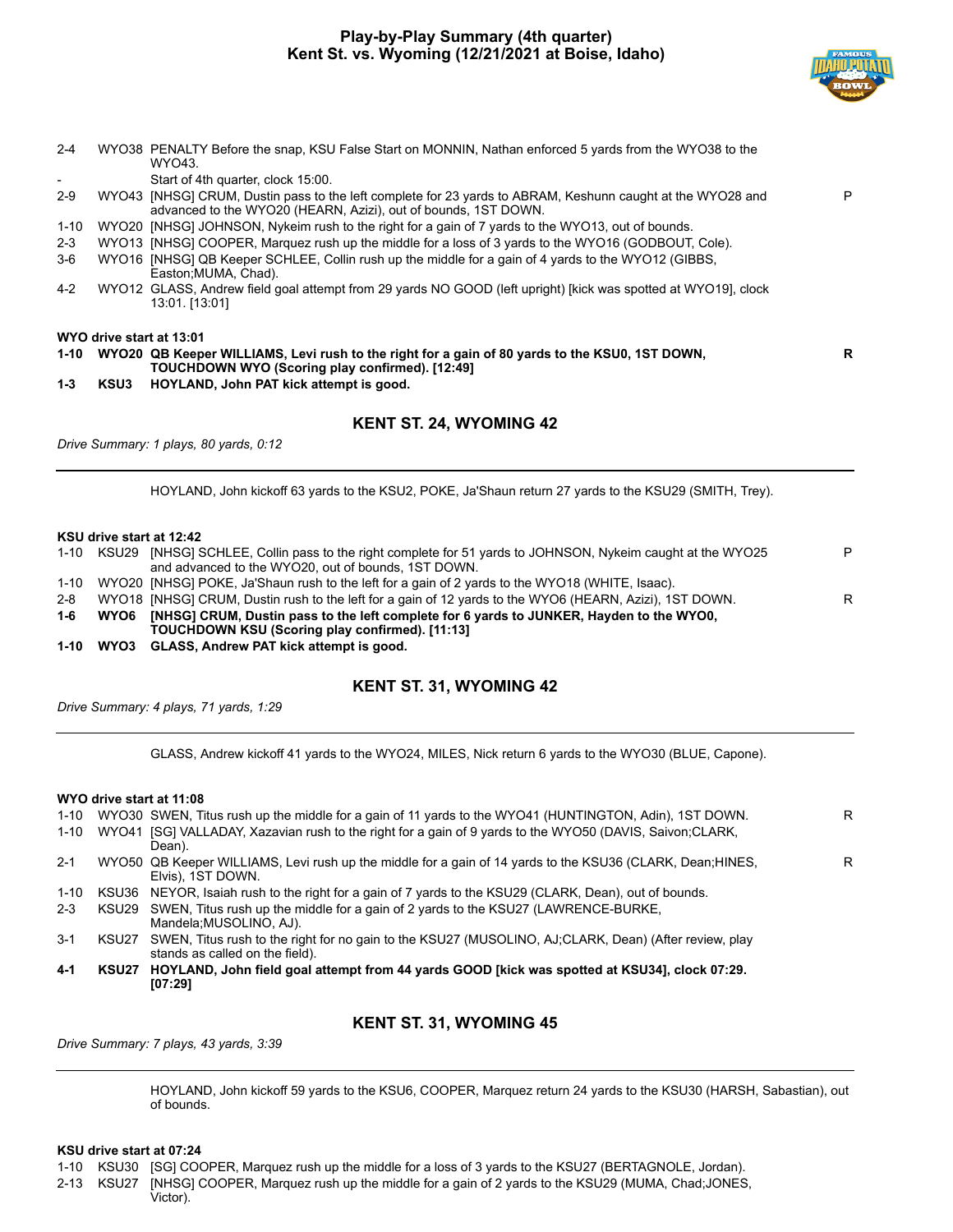# Play-by-Play Summary (4th quarter)
## Kent St. vs. Wyoming (12/21/2021 at Boise, Idaho)

| | | | |
|---|---|---|---|
| 2-4 | WYO38 | PENALTY Before the snap, KSU False Start on MONNIN, Nathan enforced 5 yards from the WYO38 to the WYO43. | |
| - | | Start of 4th quarter, clock 15:00. | |
| 2-9 | WYO43 | [NHSG] CRUM, Dustin pass to the left complete for 23 yards to ABRAM, Keshunn caught at the WYO28 and advanced to the WYO20 (HEARN, Azizi), out of bounds, 1ST DOWN. | P |
| 1-10 | WYO20 | [NHSG] JOHNSON, Nykeim rush to the right for a gain of 7 yards to the WYO13, out of bounds. | |
| 2-3 | WYO13 | [NHSG] COOPER, Marquez rush up the middle for a loss of 3 yards to the WYO16 (GODBOUT, Cole). | |
| 3-6 | WYO16 | [NHSG] QB Keeper SCHLEE, Collin rush up the middle for a gain of 4 yards to the WYO12 (GIBBS, Easton;MUMA, Chad). | |
| 4-2 | WYO12 | GLASS, Andrew field goal attempt from 29 yards NO GOOD (left upright) [kick was spotted at WYO19], clock 13:01. [13:01] | |

**WYO drive start at 13:01**

| | | | |
|---|---|---|---|
| **1-10** | **WYO20** | **QB Keeper WILLIAMS, Levi rush to the right for a gain of 80 yards to the KSU0, 1ST DOWN, TOUCHDOWN WYO (Scoring play confirmed). [12:49]** | **R** |
| **1-3** | **KSU3** | **HOYLAND, John PAT kick attempt is good.** | |

### KENT ST. 24, WYOMING 42

*Drive Summary: 1 plays, 80 yards, 0:12*

HOYLAND, John kickoff 63 yards to the KSU2, POKE, Ja'Shaun return 27 yards to the KSU29 (SMITH, Trey).

**KSU drive start at 12:42**

| | | | |
|---|---|---|---|
| 1-10 | KSU29 | [NHSG] SCHLEE, Collin pass to the right complete for 51 yards to JOHNSON, Nykeim caught at the WYO25 and advanced to the WYO20, out of bounds, 1ST DOWN. | P |
| 1-10 | WYO20 | [NHSG] POKE, Ja'Shaun rush to the left for a gain of 2 yards to the WYO18 (WHITE, Isaac). | |
| 2-8 | WYO18 | [NHSG] CRUM, Dustin rush to the left for a gain of 12 yards to the WYO6 (HEARN, Azizi), 1ST DOWN. | R |
| **1-6** | **WYO6** | **[NHSG] CRUM, Dustin pass to the left complete for 6 yards to JUNKER, Hayden to the WYO0, TOUCHDOWN KSU (Scoring play confirmed). [11:13]** | |
| **1-10** | **WYO3** | **GLASS, Andrew PAT kick attempt is good.** | |

### KENT ST. 31, WYOMING 42

*Drive Summary: 4 plays, 71 yards, 1:29*

GLASS, Andrew kickoff 41 yards to the WYO24, MILES, Nick return 6 yards to the WYO30 (BLUE, Capone).

**WYO drive start at 11:08**

| | | | |
|---|---|---|---|
| 1-10 | WYO30 | SWEN, Titus rush up the middle for a gain of 11 yards to the WYO41 (HUNTINGTON, Adin), 1ST DOWN. | R |
| 1-10 | WYO41 | [SG] VALLADAY, Xazavian rush to the right for a gain of 9 yards to the WYO50 (DAVIS, Saivon;CLARK, Dean). | |
| 2-1 | WYO50 | QB Keeper WILLIAMS, Levi rush up the middle for a gain of 14 yards to the KSU36 (CLARK, Dean;HINES, Elvis), 1ST DOWN. | R |
| 1-10 | KSU36 | NEYOR, Isaiah rush to the right for a gain of 7 yards to the KSU29 (CLARK, Dean), out of bounds. | |
| 2-3 | KSU29 | SWEN, Titus rush up the middle for a gain of 2 yards to the KSU27 (LAWRENCE-BURKE, Mandela;MUSOLINO, AJ). | |
| 3-1 | KSU27 | SWEN, Titus rush to the right for no gain to the KSU27 (MUSOLINO, AJ;CLARK, Dean) (After review, play stands as called on the field). | |
| **4-1** | **KSU27** | **HOYLAND, John field goal attempt from 44 yards GOOD [kick was spotted at KSU34], clock 07:29. [07:29]** | |

### KENT ST. 31, WYOMING 45

*Drive Summary: 7 plays, 43 yards, 3:39*

HOYLAND, John kickoff 59 yards to the KSU6, COOPER, Marquez return 24 yards to the KSU30 (HARSH, Sabastian), out of bounds.

**KSU drive start at 07:24**

| | | | |
|---|---|---|---|
| 1-10 | KSU30 | [SG] COOPER, Marquez rush up the middle for a loss of 3 yards to the KSU27 (BERTAGNOLE, Jordan). | |
| 2-13 | KSU27 | [NHSG] COOPER, Marquez rush up the middle for a gain of 2 yards to the KSU29 (MUMA, Chad;JONES, Victor). | |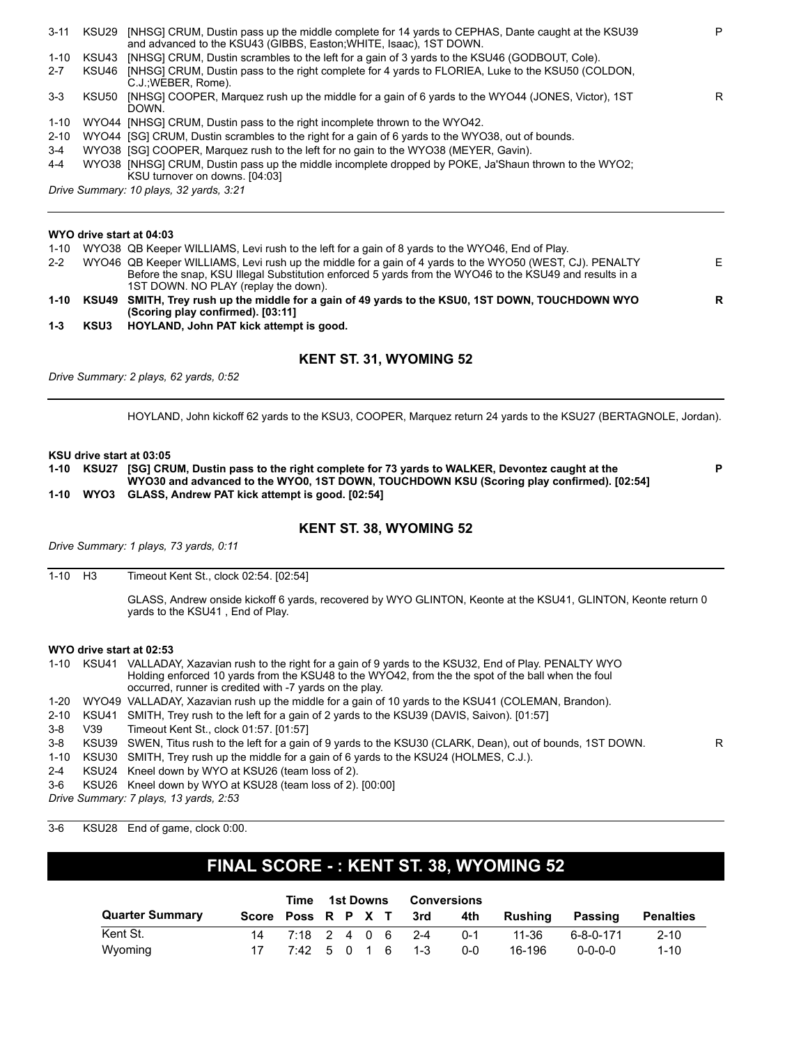| | | | |
|---|---|---|---|
| 3-11 | KSU29 | [NHSG] CRUM, Dustin pass up the middle complete for 14 yards to CEPHAS, Dante caught at the KSU39 and advanced to the KSU43 (GIBBS, Easton;WHITE, Isaac), 1ST DOWN. | P |
| 1-10 | KSU43 | [NHSG] CRUM, Dustin scrambles to the left for a gain of 3 yards to the KSU46 (GODBOUT, Cole). | |
| 2-7 | KSU46 | [NHSG] CRUM, Dustin pass to the right complete for 4 yards to FLORIEA, Luke to the KSU50 (COLDON, C.J.;WEBER, Rome). | |
| 3-3 | KSU50 | [NHSG] COOPER, Marquez rush up the middle for a gain of 6 yards to the WYO44 (JONES, Victor), 1ST DOWN. | R |
| 1-10 | WYO44 | [NHSG] CRUM, Dustin pass to the right incomplete thrown to the WYO42. | |
| 2-10 | WYO44 | [SG] CRUM, Dustin scrambles to the right for a gain of 6 yards to the WYO38, out of bounds. | |
| 3-4 | WYO38 | [SG] COOPER, Marquez rush to the left for no gain to the WYO38 (MEYER, Gavin). | |
| 4-4 | WYO38 | [NHSG] CRUM, Dustin pass up the middle incomplete dropped by POKE, Ja'Shaun thrown to the WYO2; KSU turnover on downs. [04:03] | |

*Drive Summary: 10 plays, 32 yards, 3:21*

---

**WYO drive start at 04:03**

| | | | |
|---|---|---|---|
| 1-10 | WYO38 | QB Keeper WILLIAMS, Levi rush to the left for a gain of 8 yards to the WYO46, End of Play. | |
| 2-2 | WYO46 | QB Keeper WILLIAMS, Levi rush up the middle for a gain of 4 yards to the WYO50 (WEST, CJ). PENALTY Before the snap, KSU Illegal Substitution enforced 5 yards from the WYO46 to the KSU49 and results in a 1ST DOWN. NO PLAY (replay the down). | E |
| **1-10** | **KSU49** | **SMITH, Trey rush up the middle for a gain of 49 yards to the KSU0, 1ST DOWN, TOUCHDOWN WYO (Scoring play confirmed). [03:11]** | **R** |
| **1-3** | **KSU3** | **HOYLAND, John PAT kick attempt is good.** | |

### KENT ST. 31, WYOMING 52

*Drive Summary: 2 plays, 62 yards, 0:52*

---

HOYLAND, John kickoff 62 yards to the KSU3, COOPER, Marquez return 24 yards to the KSU27 (BERTAGNOLE, Jordan).

**KSU drive start at 03:05**

| | | | |
|---|---|---|---|
| **1-10** | **KSU27** | **[SG] CRUM, Dustin pass to the right complete for 73 yards to WALKER, Devontez caught at the WYO30 and advanced to the WYO0, 1ST DOWN, TOUCHDOWN KSU (Scoring play confirmed). [02:54]** | **P** |
| **1-10** | **WYO3** | **GLASS, Andrew PAT kick attempt is good. [02:54]** | |

### KENT ST. 38, WYOMING 52

*Drive Summary: 1 plays, 73 yards, 0:11*

---

1-10 H3 Timeout Kent St., clock 02:54. [02:54]

GLASS, Andrew onside kickoff 6 yards, recovered by WYO GLINTON, Keonte at the KSU41, GLINTON, Keonte return 0 yards to the KSU41 , End of Play.

**WYO drive start at 02:53**

| | | | |
|---|---|---|---|
| 1-10 | KSU41 | VALLADAY, Xazavian rush to the right for a gain of 9 yards to the KSU32, End of Play. PENALTY WYO Holding enforced 10 yards from the KSU48 to the WYO42, from the the spot of the ball when the foul occurred, runner is credited with -7 yards on the play. | |
| 1-20 | WYO49 | VALLADAY, Xazavian rush up the middle for a gain of 10 yards to the KSU41 (COLEMAN, Brandon). | |
| 2-10 | KSU41 | SMITH, Trey rush to the left for a gain of 2 yards to the KSU39 (DAVIS, Saivon). [01:57] | |
| 3-8 | V39 | Timeout Kent St., clock 01:57. [01:57] | |
| 3-8 | KSU39 | SWEN, Titus rush to the left for a gain of 9 yards to the KSU30 (CLARK, Dean), out of bounds, 1ST DOWN. | R |
| 1-10 | KSU30 | SMITH, Trey rush up the middle for a gain of 6 yards to the KSU24 (HOLMES, C.J.). | |
| 2-4 | KSU24 | Kneel down by WYO at KSU26 (team loss of 2). | |
| 3-6 | KSU26 | Kneel down by WYO at KSU28 (team loss of 2). [00:00] | |

*Drive Summary: 7 plays, 13 yards, 2:53*

---

3-6 KSU28 End of game, clock 0:00.

## FINAL SCORE - : KENT ST. 38, WYOMING 52

| Quarter Summary | Score | Time Poss | 1st Downs R | P | X | T | Conversions 3rd | 4th | Rushing | Passing | Penalties |
|---|---|---|---|---|---|---|---|---|---|---|---|
| Kent St. | 14 | 7:18 | 2 | 4 | 0 | 6 | 2-4 | 0-1 | 11-36 | 6-8-0-171 | 2-10 |
| Wyoming | 17 | 7:42 | 5 | 0 | 1 | 6 | 1-3 | 0-0 | 16-196 | 0-0-0-0 | 1-10 |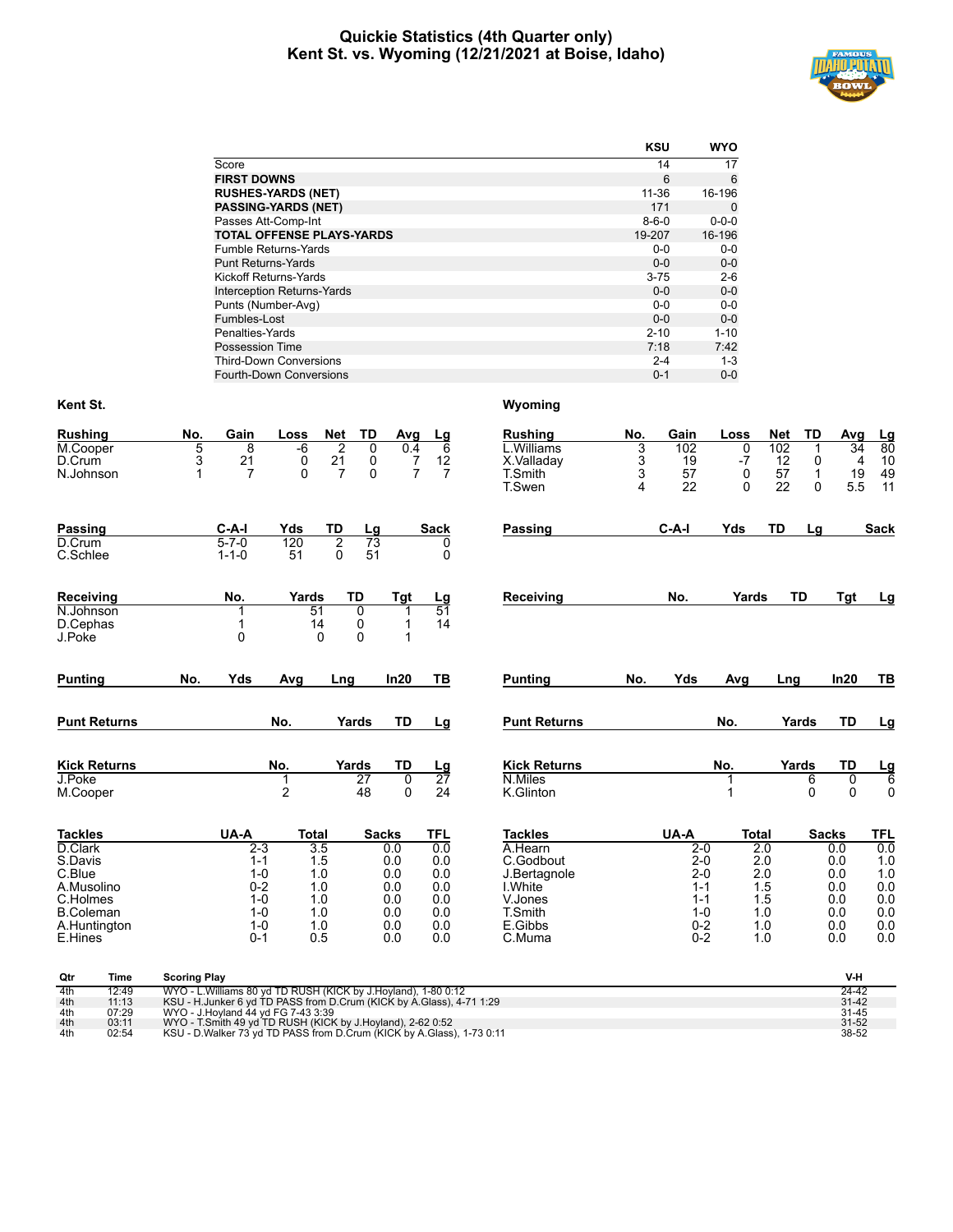# Quickie Statistics (4th Quarter only)
## Kent St. vs. Wyoming (12/21/2021 at Boise, Idaho)

| | KSU | WYO |
|---|---|---|
| Score | 14 | 17 |
| **FIRST DOWNS** | 6 | 6 |
| **RUSHES-YARDS (NET)** | 11-36 | 16-196 |
| **PASSING-YARDS (NET)** | 171 | 0 |
| Passes Att-Comp-Int | 8-6-0 | 0-0-0 |
| **TOTAL OFFENSE PLAYS-YARDS** | 19-207 | 16-196 |
| Fumble Returns-Yards | 0-0 | 0-0 |
| Punt Returns-Yards | 0-0 | 0-0 |
| Kickoff Returns-Yards | 3-75 | 2-6 |
| Interception Returns-Yards | 0-0 | 0-0 |
| Punts (Number-Avg) | 0-0 | 0-0 |
| Fumbles-Lost | 0-0 | 0-0 |
| Penalties-Yards | 2-10 | 1-10 |
| Possession Time | 7:18 | 7:42 |
| Third-Down Conversions | 2-4 | 1-3 |
| Fourth-Down Conversions | 0-1 | 0-0 |

### Kent St.

| Rushing | No. | Gain | Loss | Net | TD | Avg | Lg |
|---|---|---|---|---|---|---|---|
| M.Cooper | 5 | 8 | -6 | 2 | 0 | 0.4 | 6 |
| D.Crum | 3 | 21 | 0 | 21 | 0 | 7 | 12 |
| N.Johnson | 1 | 7 | 0 | 7 | 0 | 7 | 7 |

| Passing | C-A-I | Yds | TD | Lg | Sack |
|---|---|---|---|---|---|
| D.Crum | 5-7-0 | 120 | 2 | 73 | 0 |
| C.Schlee | 1-1-0 | 51 | 0 | 51 | 0 |

| Receiving | No. | Yards | TD | Tgt | Lg |
|---|---|---|---|---|---|
| N.Johnson | 1 | 51 | 0 | 1 | 51 |
| D.Cephas | 1 | 14 | 0 | 1 | 14 |
| J.Poke | 0 | 0 | 0 | 1 | |

| Punting | No. | Yds | Avg | Lng | In20 | TB |
|---|---|---|---|---|---|---|

| Punt Returns | No. | Yards | TD | Lg |
|---|---|---|---|---|

| Kick Returns | No. | Yards | TD | Lg |
|---|---|---|---|---|
| J.Poke | 1 | 27 | 0 | 27 |
| M.Cooper | 2 | 48 | 0 | 24 |

| Tackles | UA-A | Total | Sacks | TFL |
|---|---|---|---|---|
| D.Clark | 2-3 | 3.5 | 0.0 | 0.0 |
| S.Davis | 1-1 | 1.5 | 0.0 | 0.0 |
| C.Blue | 1-0 | 1.0 | 0.0 | 0.0 |
| A.Musolino | 0-2 | 1.0 | 0.0 | 0.0 |
| C.Holmes | 1-0 | 1.0 | 0.0 | 0.0 |
| B.Coleman | 1-0 | 1.0 | 0.0 | 0.0 |
| A.Huntington | 1-0 | 1.0 | 0.0 | 0.0 |
| E.Hines | 0-1 | 0.5 | 0.0 | 0.0 |

### Wyoming

| Rushing | No. | Gain | Loss | Net | TD | Avg | Lg |
|---|---|---|---|---|---|---|---|
| L.Williams | 3 | 102 | 0 | 102 | 1 | 34 | 80 |
| X.Valladay | 3 | 19 | -7 | 12 | 0 | 4 | 10 |
| T.Smith | 3 | 57 | 0 | 57 | 1 | 19 | 49 |
| T.Swen | 4 | 22 | 0 | 22 | 0 | 5.5 | 11 |

| Passing | C-A-I | Yds | TD | Lg | Sack |
|---|---|---|---|---|---|

| Receiving | No. | Yards | TD | Tgt | Lg |
|---|---|---|---|---|---|

| Punting | No. | Yds | Avg | Lng | In20 | TB |
|---|---|---|---|---|---|---|

| Punt Returns | No. | Yards | TD | Lg |
|---|---|---|---|---|

| Kick Returns | No. | Yards | TD | Lg |
|---|---|---|---|---|
| N.Miles | 1 | 6 | 0 | 6 |
| K.Glinton | 1 | 0 | 0 | 0 |

| Tackles | UA-A | Total | Sacks | TFL |
|---|---|---|---|---|
| A.Hearn | 2-0 | 2.0 | 0.0 | 0.0 |
| C.Godbout | 2-0 | 2.0 | 0.0 | 1.0 |
| J.Bertagnole | 2-0 | 2.0 | 0.0 | 1.0 |
| I.White | 1-1 | 1.5 | 0.0 | 0.0 |
| V.Jones | 1-1 | 1.5 | 0.0 | 0.0 |
| T.Smith | 1-0 | 1.0 | 0.0 | 0.0 |
| E.Gibbs | 0-2 | 1.0 | 0.0 | 0.0 |
| C.Muma | 0-2 | 1.0 | 0.0 | 0.0 |

| Qtr | Time | Scoring Play | V-H |
|---|---|---|---|
| 4th | 12:49 | WYO - L.Williams 80 yd TD RUSH (KICK by J.Hoyland), 1-80 0:12 | 24-42 |
| 4th | 11:13 | KSU - H.Junker 6 yd TD PASS from D.Crum (KICK by A.Glass), 4-71 1:29 | 31-42 |
| 4th | 07:29 | WYO - J.Hoyland 44 yd FG 7-43 3:39 | 31-45 |
| 4th | 03:11 | WYO - T.Smith 49 yd TD RUSH (KICK by J.Hoyland), 2-62 0:52 | 31-52 |
| 4th | 02:54 | KSU - D.Walker 73 yd TD PASS from D.Crum (KICK by A.Glass), 1-73 0:11 | 38-52 |